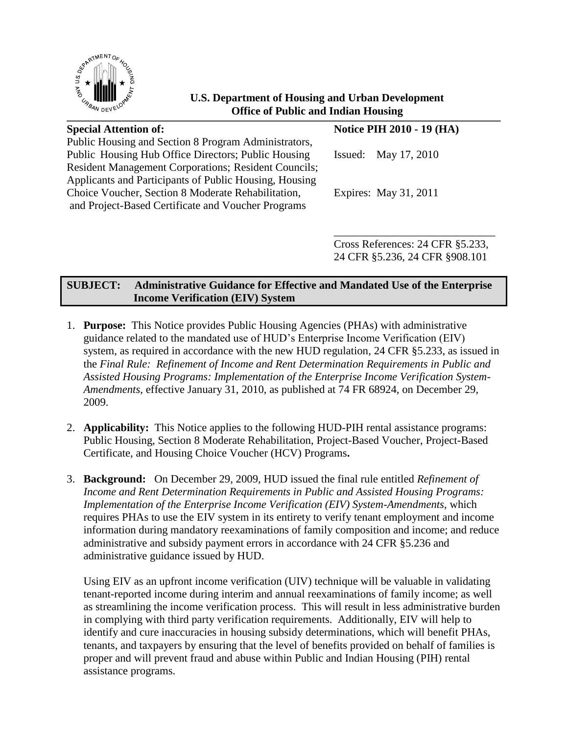**U.S. Department of Housing and Urban Development**
**Office of Public and Indian Housing**

---

**Special Attention of:**
Public Housing and Section 8 Program Administrators, Public Housing Hub Office Directors; Public Housing Resident Management Corporations; Resident Councils; Applicants and Participants of Public Housing, Housing Choice Voucher, Section 8 Moderate Rehabilitation, and Project-Based Certificate and Voucher Programs

**Notice PIH 2010 - 19 (HA)**

Issued: May 17, 2010

Expires: May 31, 2011

Cross References: 24 CFR §5.233, 24 CFR §5.236, 24 CFR §908.101

**SUBJECT: Administrative Guidance for Effective and Mandated Use of the Enterprise Income Verification (EIV) System**

1. **Purpose:** This Notice provides Public Housing Agencies (PHAs) with administrative guidance related to the mandated use of HUD's Enterprise Income Verification (EIV) system, as required in accordance with the new HUD regulation, 24 CFR §5.233, as issued in the *Final Rule: Refinement of Income and Rent Determination Requirements in Public and Assisted Housing Programs: Implementation of the Enterprise Income Verification System-Amendments*, effective January 31, 2010, as published at 74 FR 68924, on December 29, 2009.

2. **Applicability:** This Notice applies to the following HUD-PIH rental assistance programs: Public Housing, Section 8 Moderate Rehabilitation, Project-Based Voucher, Project-Based Certificate, and Housing Choice Voucher (HCV) Programs**.**

3. **Background:** On December 29, 2009, HUD issued the final rule entitled *Refinement of Income and Rent Determination Requirements in Public and Assisted Housing Programs: Implementation of the Enterprise Income Verification (EIV) System-Amendments*, which requires PHAs to use the EIV system in its entirety to verify tenant employment and income information during mandatory reexaminations of family composition and income; and reduce administrative and subsidy payment errors in accordance with 24 CFR §5.236 and administrative guidance issued by HUD.

   Using EIV as an upfront income verification (UIV) technique will be valuable in validating tenant-reported income during interim and annual reexaminations of family income; as well as streamlining the income verification process. This will result in less administrative burden in complying with third party verification requirements. Additionally, EIV will help to identify and cure inaccuracies in housing subsidy determinations, which will benefit PHAs, tenants, and taxpayers by ensuring that the level of benefits provided on behalf of families is proper and will prevent fraud and abuse within Public and Indian Housing (PIH) rental assistance programs.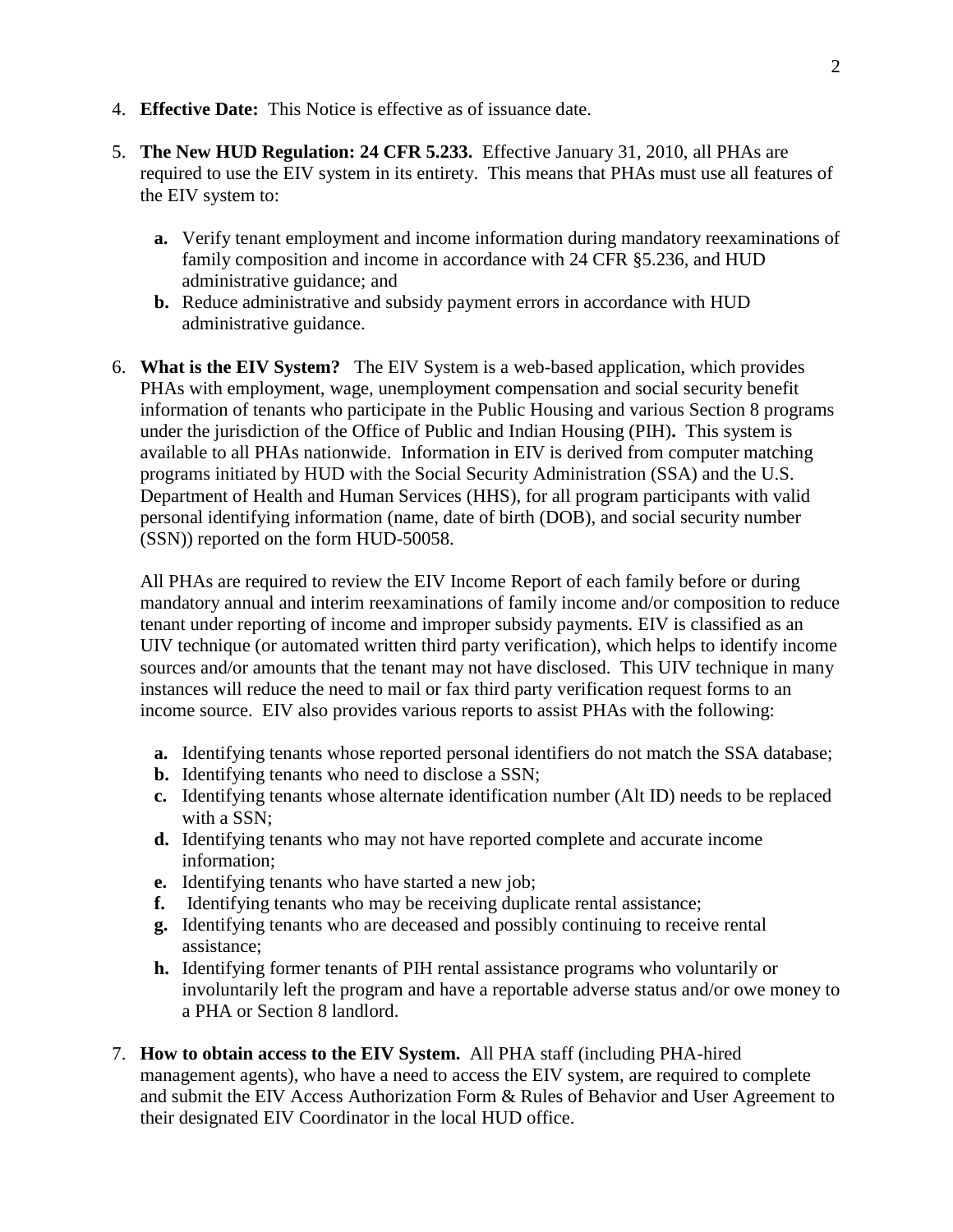4. **Effective Date:** This Notice is effective as of issuance date.

5. **The New HUD Regulation: 24 CFR 5.233.** Effective January 31, 2010, all PHAs are required to use the EIV system in its entirety. This means that PHAs must use all features of the EIV system to:

    **a.** Verify tenant employment and income information during mandatory reexaminations of family composition and income in accordance with 24 CFR §5.236, and HUD administrative guidance; and
    **b.** Reduce administrative and subsidy payment errors in accordance with HUD administrative guidance.

6. **What is the EIV System?** The EIV System is a web-based application, which provides PHAs with employment, wage, unemployment compensation and social security benefit information of tenants who participate in the Public Housing and various Section 8 programs under the jurisdiction of the Office of Public and Indian Housing (PIH)**.** This system is available to all PHAs nationwide. Information in EIV is derived from computer matching programs initiated by HUD with the Social Security Administration (SSA) and the U.S. Department of Health and Human Services (HHS), for all program participants with valid personal identifying information (name, date of birth (DOB), and social security number (SSN)) reported on the form HUD-50058.

    All PHAs are required to review the EIV Income Report of each family before or during mandatory annual and interim reexaminations of family income and/or composition to reduce tenant under reporting of income and improper subsidy payments. EIV is classified as an UIV technique (or automated written third party verification), which helps to identify income sources and/or amounts that the tenant may not have disclosed. This UIV technique in many instances will reduce the need to mail or fax third party verification request forms to an income source. EIV also provides various reports to assist PHAs with the following:

    **a.** Identifying tenants whose reported personal identifiers do not match the SSA database;
    **b.** Identifying tenants who need to disclose a SSN;
    **c.** Identifying tenants whose alternate identification number (Alt ID) needs to be replaced with a SSN;
    **d.** Identifying tenants who may not have reported complete and accurate income information;
    **e.** Identifying tenants who have started a new job;
    **f.** Identifying tenants who may be receiving duplicate rental assistance;
    **g.** Identifying tenants who are deceased and possibly continuing to receive rental assistance;
    **h.** Identifying former tenants of PIH rental assistance programs who voluntarily or involuntarily left the program and have a reportable adverse status and/or owe money to a PHA or Section 8 landlord.

7. **How to obtain access to the EIV System.** All PHA staff (including PHA-hired management agents), who have a need to access the EIV system, are required to complete and submit the EIV Access Authorization Form & Rules of Behavior and User Agreement to their designated EIV Coordinator in the local HUD office.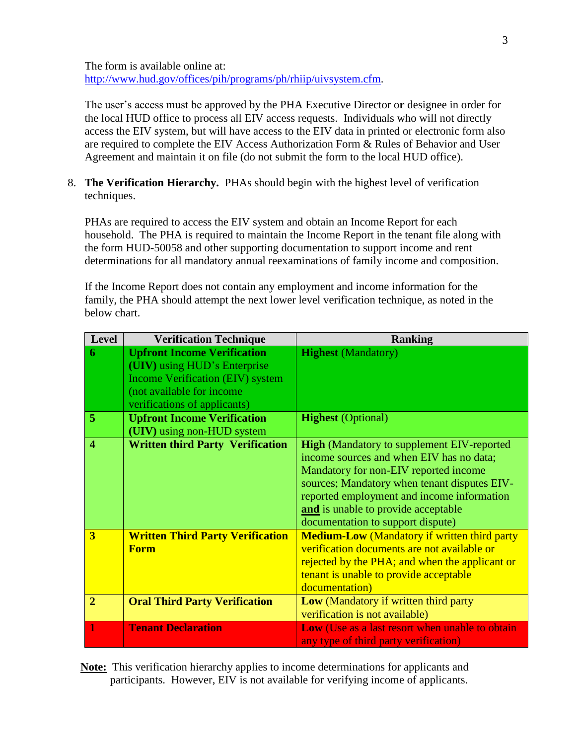The form is available online at: http://www.hud.gov/offices/pih/programs/ph/rhiip/uivsystem.cfm.

The user's access must be approved by the PHA Executive Director o**r** designee in order for the local HUD office to process all EIV access requests. Individuals who will not directly access the EIV system, but will have access to the EIV data in printed or electronic form also are required to complete the EIV Access Authorization Form & Rules of Behavior and User Agreement and maintain it on file (do not submit the form to the local HUD office).

8. **The Verification Hierarchy.** PHAs should begin with the highest level of verification techniques.

   PHAs are required to access the EIV system and obtain an Income Report for each household. The PHA is required to maintain the Income Report in the tenant file along with the form HUD-50058 and other supporting documentation to support income and rent determinations for all mandatory annual reexaminations of family income and composition.

   If the Income Report does not contain any employment and income information for the family, the PHA should attempt the next lower level verification technique, as noted in the below chart.

| Level | Verification Technique | Ranking |
|---|---|---|
| **6** | **Upfront Income Verification (UIV)** using HUD's Enterprise Income Verification (EIV) system (not available for income verifications of applicants) | **Highest** (Mandatory) |
| **5** | **Upfront Income Verification (UIV)** using non-HUD system | **Highest** (Optional) |
| **4** | **Written third Party Verification** | **High** (Mandatory to supplement EIV-reported income sources and when EIV has no data; Mandatory for non-EIV reported income sources; Mandatory when tenant disputes EIV-reported employment and income information **and** is unable to provide acceptable documentation to support dispute) |
| **3** | **Written Third Party Verification Form** | **Medium-Low** (Mandatory if written third party verification documents are not available or rejected by the PHA; and when the applicant or tenant is unable to provide acceptable documentation) |
| **2** | **Oral Third Party Verification** | **Low** (Mandatory if written third party verification is not available) |
| **1** | **Tenant Declaration** | **Low** (Use as a last resort when unable to obtain any type of third party verification) |

**Note:** This verification hierarchy applies to income determinations for applicants and participants. However, EIV is not available for verifying income of applicants.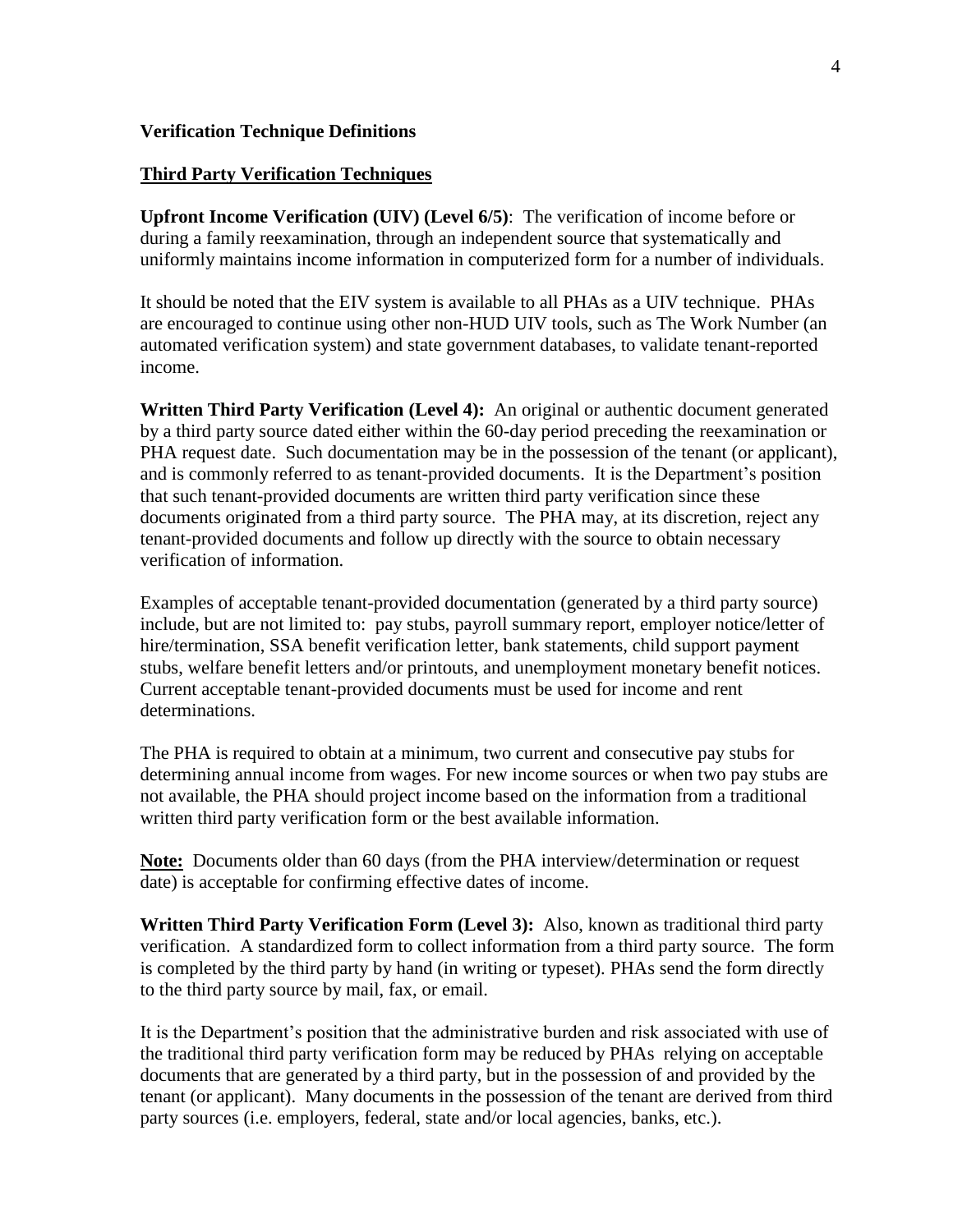**Verification Technique Definitions**

**Third Party Verification Techniques**

**Upfront Income Verification (UIV) (Level 6/5)**: The verification of income before or during a family reexamination, through an independent source that systematically and uniformly maintains income information in computerized form for a number of individuals.

It should be noted that the EIV system is available to all PHAs as a UIV technique. PHAs are encouraged to continue using other non-HUD UIV tools, such as The Work Number (an automated verification system) and state government databases, to validate tenant-reported income.

**Written Third Party Verification (Level 4):** An original or authentic document generated by a third party source dated either within the 60-day period preceding the reexamination or PHA request date. Such documentation may be in the possession of the tenant (or applicant), and is commonly referred to as tenant-provided documents. It is the Department's position that such tenant-provided documents are written third party verification since these documents originated from a third party source. The PHA may, at its discretion, reject any tenant-provided documents and follow up directly with the source to obtain necessary verification of information.

Examples of acceptable tenant-provided documentation (generated by a third party source) include, but are not limited to: pay stubs, payroll summary report, employer notice/letter of hire/termination, SSA benefit verification letter, bank statements, child support payment stubs, welfare benefit letters and/or printouts, and unemployment monetary benefit notices. Current acceptable tenant-provided documents must be used for income and rent determinations.

The PHA is required to obtain at a minimum, two current and consecutive pay stubs for determining annual income from wages. For new income sources or when two pay stubs are not available, the PHA should project income based on the information from a traditional written third party verification form or the best available information.

<u>**Note:**</u> Documents older than 60 days (from the PHA interview/determination or request date) is acceptable for confirming effective dates of income.

**Written Third Party Verification Form (Level 3):** Also, known as traditional third party verification. A standardized form to collect information from a third party source. The form is completed by the third party by hand (in writing or typeset). PHAs send the form directly to the third party source by mail, fax, or email.

It is the Department's position that the administrative burden and risk associated with use of the traditional third party verification form may be reduced by PHAs relying on acceptable documents that are generated by a third party, but in the possession of and provided by the tenant (or applicant). Many documents in the possession of the tenant are derived from third party sources (i.e. employers, federal, state and/or local agencies, banks, etc.).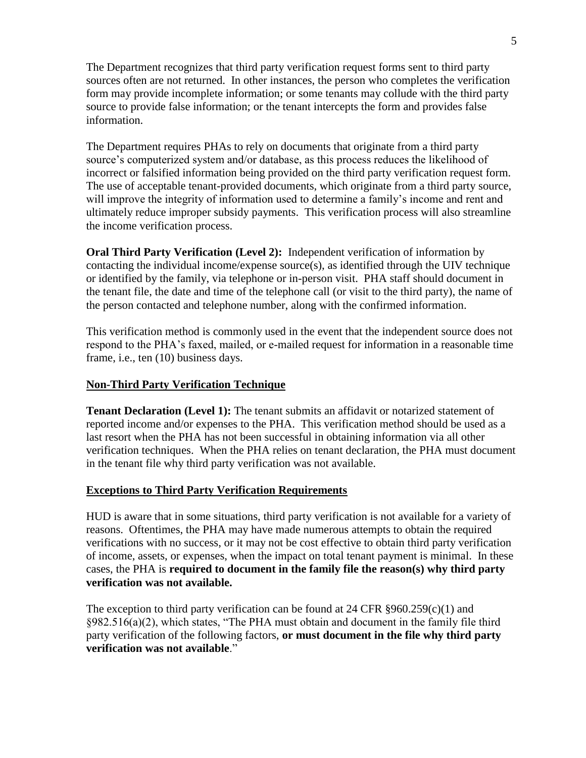The Department recognizes that third party verification request forms sent to third party sources often are not returned. In other instances, the person who completes the verification form may provide incomplete information; or some tenants may collude with the third party source to provide false information; or the tenant intercepts the form and provides false information.

The Department requires PHAs to rely on documents that originate from a third party source's computerized system and/or database, as this process reduces the likelihood of incorrect or falsified information being provided on the third party verification request form. The use of acceptable tenant-provided documents, which originate from a third party source, will improve the integrity of information used to determine a family's income and rent and ultimately reduce improper subsidy payments. This verification process will also streamline the income verification process.

**Oral Third Party Verification (Level 2):** Independent verification of information by contacting the individual income/expense source(s), as identified through the UIV technique or identified by the family, via telephone or in-person visit. PHA staff should document in the tenant file, the date and time of the telephone call (or visit to the third party), the name of the person contacted and telephone number, along with the confirmed information.

This verification method is commonly used in the event that the independent source does not respond to the PHA's faxed, mailed, or e-mailed request for information in a reasonable time frame, i.e., ten (10) business days.

**Non-Third Party Verification Technique**

**Tenant Declaration (Level 1):** The tenant submits an affidavit or notarized statement of reported income and/or expenses to the PHA. This verification method should be used as a last resort when the PHA has not been successful in obtaining information via all other verification techniques. When the PHA relies on tenant declaration, the PHA must document in the tenant file why third party verification was not available.

**Exceptions to Third Party Verification Requirements**

HUD is aware that in some situations, third party verification is not available for a variety of reasons. Oftentimes, the PHA may have made numerous attempts to obtain the required verifications with no success, or it may not be cost effective to obtain third party verification of income, assets, or expenses, when the impact on total tenant payment is minimal. In these cases, the PHA is **required to document in the family file the reason(s) why third party verification was not available.**

The exception to third party verification can be found at 24 CFR §960.259(c)(1) and §982.516(a)(2), which states, "The PHA must obtain and document in the family file third party verification of the following factors, **or must document in the file why third party verification was not available**."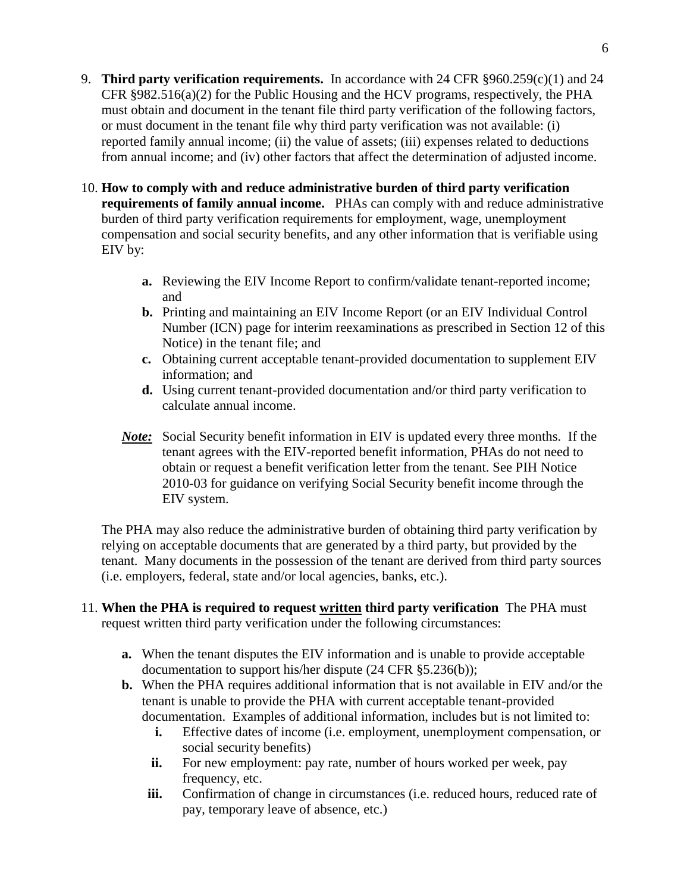9. **Third party verification requirements.** In accordance with 24 CFR §960.259(c)(1) and 24 CFR §982.516(a)(2) for the Public Housing and the HCV programs, respectively, the PHA must obtain and document in the tenant file third party verification of the following factors, or must document in the tenant file why third party verification was not available: (i) reported family annual income; (ii) the value of assets; (iii) expenses related to deductions from annual income; and (iv) other factors that affect the determination of adjusted income.

10. **How to comply with and reduce administrative burden of third party verification requirements of family annual income.** PHAs can comply with and reduce administrative burden of third party verification requirements for employment, wage, unemployment compensation and social security benefits, and any other information that is verifiable using EIV by:

    - **a.** Reviewing the EIV Income Report to confirm/validate tenant-reported income; and
    - **b.** Printing and maintaining an EIV Income Report (or an EIV Individual Control Number (ICN) page for interim reexaminations as prescribed in Section 12 of this Notice) in the tenant file; and
    - **c.** Obtaining current acceptable tenant-provided documentation to supplement EIV information; and
    - **d.** Using current tenant-provided documentation and/or third party verification to calculate annual income.

    ***Note:*** Social Security benefit information in EIV is updated every three months. If the tenant agrees with the EIV-reported benefit information, PHAs do not need to obtain or request a benefit verification letter from the tenant. See PIH Notice 2010-03 for guidance on verifying Social Security benefit income through the EIV system.

    The PHA may also reduce the administrative burden of obtaining third party verification by relying on acceptable documents that are generated by a third party, but provided by the tenant. Many documents in the possession of the tenant are derived from third party sources (i.e. employers, federal, state and/or local agencies, banks, etc.).

11. **When the PHA is required to request <u>written</u> third party verification** The PHA must request written third party verification under the following circumstances:

    - **a.** When the tenant disputes the EIV information and is unable to provide acceptable documentation to support his/her dispute (24 CFR §5.236(b));
    - **b.** When the PHA requires additional information that is not available in EIV and/or the tenant is unable to provide the PHA with current acceptable tenant-provided documentation. Examples of additional information, includes but is not limited to:
        - **i.** Effective dates of income (i.e. employment, unemployment compensation, or social security benefits)
        - **ii.** For new employment: pay rate, number of hours worked per week, pay frequency, etc.
        - **iii.** Confirmation of change in circumstances (i.e. reduced hours, reduced rate of pay, temporary leave of absence, etc.)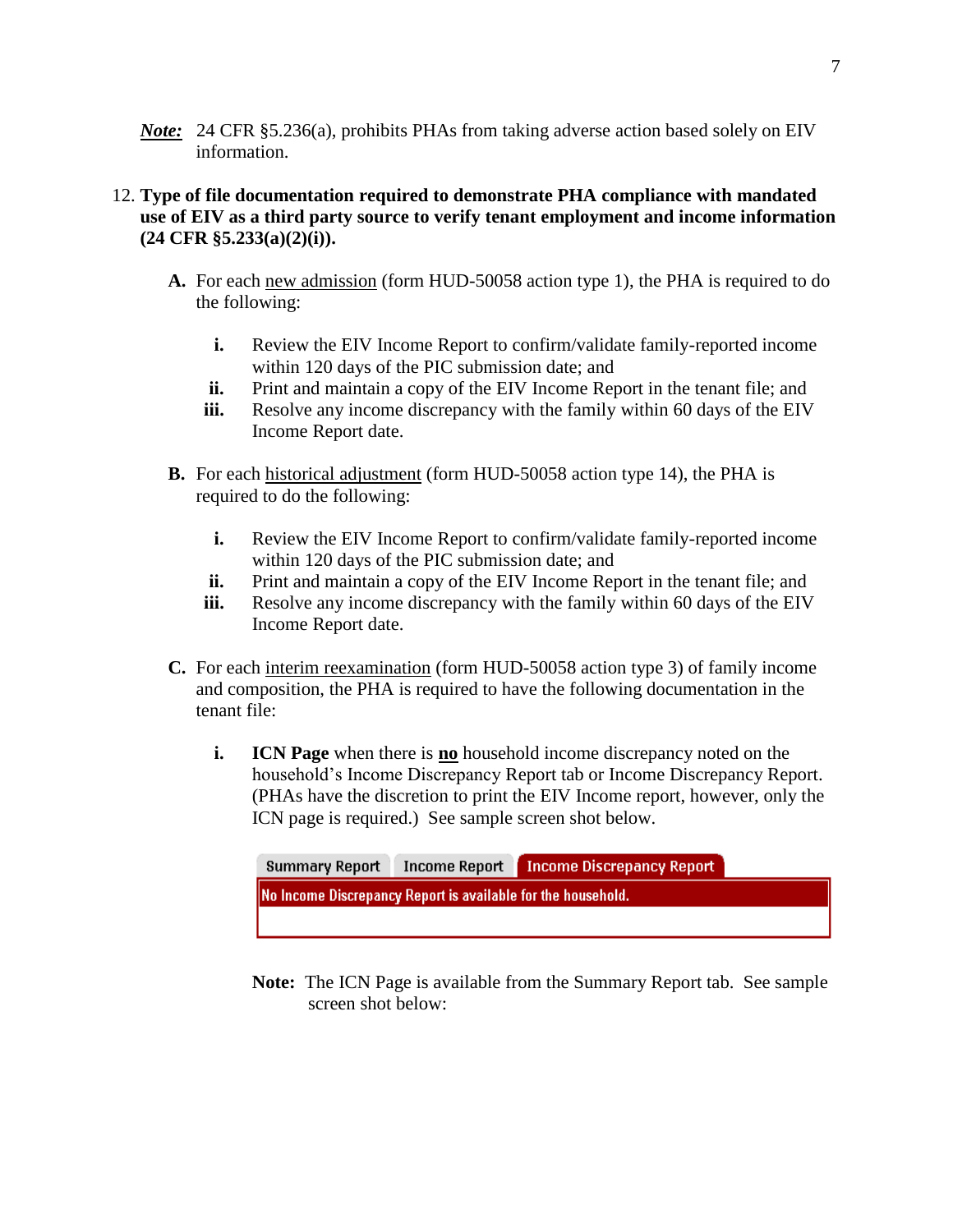***Note:*** 24 CFR §5.236(a), prohibits PHAs from taking adverse action based solely on EIV information.

12. **Type of file documentation required to demonstrate PHA compliance with mandated use of EIV as a third party source to verify tenant employment and income information (24 CFR §5.233(a)(2)(i)).**

   **A.** For each new admission (form HUD-50058 action type 1), the PHA is required to do the following:

   **i.** Review the EIV Income Report to confirm/validate family-reported income within 120 days of the PIC submission date; and
   **ii.** Print and maintain a copy of the EIV Income Report in the tenant file; and
   **iii.** Resolve any income discrepancy with the family within 60 days of the EIV Income Report date.

   **B.** For each historical adjustment (form HUD-50058 action type 14), the PHA is required to do the following:

   **i.** Review the EIV Income Report to confirm/validate family-reported income within 120 days of the PIC submission date; and
   **ii.** Print and maintain a copy of the EIV Income Report in the tenant file; and
   **iii.** Resolve any income discrepancy with the family within 60 days of the EIV Income Report date.

   **C.** For each interim reexamination (form HUD-50058 action type 3) of family income and composition, the PHA is required to have the following documentation in the tenant file:

   **i.** **ICN Page** when there is **no** household income discrepancy noted on the household's Income Discrepancy Report tab or Income Discrepancy Report. (PHAs have the discretion to print the EIV Income report, however, only the ICN page is required.) See sample screen shot below.

   | Summary Report | Income Report | Income Discrepancy Report |
   |---|---|---|
   | No Income Discrepancy Report is available for the household. | | |

   **Note:** The ICN Page is available from the Summary Report tab. See sample screen shot below: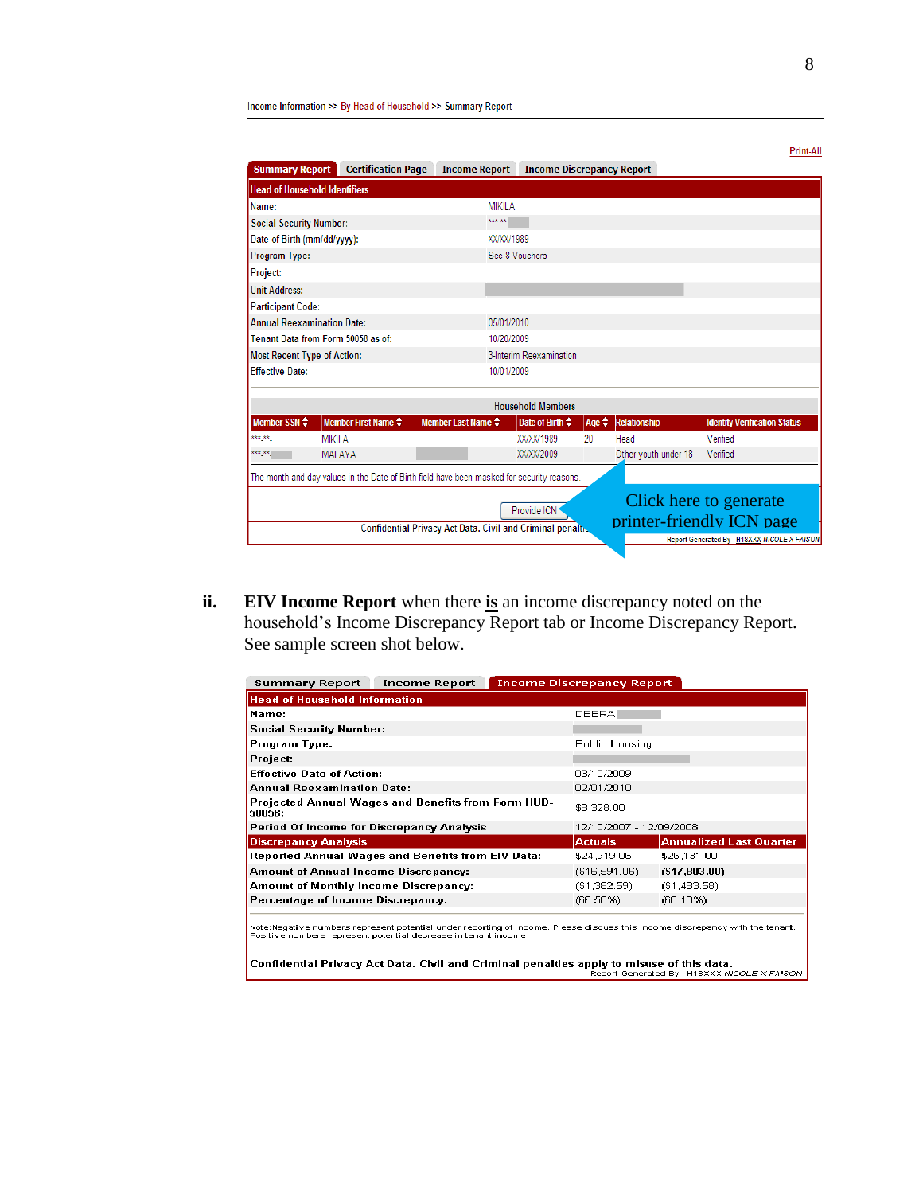Income Information >> By Head of Household >> Summary Report

Print-All

Summary Report | Certification Page | Income Report | Income Discrepancy Report

| Head of Household Identifiers | |
|---|---|
| Name: | MIKILA |
| Social Security Number: | \*\*\*-\*\*- |
| Date of Birth (mm/dd/yyyy): | XX/XX/1989 |
| Program Type: | Sec 8 Vouchers |
| Project: | |
| Unit Address: | |
| Participant Code: | |
| Annual Reexamination Date: | 05/01/2010 |
| Tenant Data from Form 50058 as of: | 10/20/2009 |
| Most Recent Type of Action: | 3-Interim Reexamination |
| Effective Date: | 10/01/2009 |

Household Members

| Member SSN | Member First Name | Member Last Name | Date of Birth | Age | Relationship | Identity Verification Status |
|---|---|---|---|---|---|---|
| \*\*\*-\*\*- | MIKILA | | XX/XX/1989 | 20 | Head | Verified |
| \*\*\*-\*\*- | MALAYA | | XX/XX/2009 | | Other youth under 18 | Verified |

The month and day values in the Date of Birth field have been masked for security reasons.

Provide ICN

Click here to generate printer-friendly ICN page

Confidential Privacy Act Data. Civil and Criminal penalti...

Report Generated By - H18XXX NICOLE X FAISON

**ii.** **EIV Income Report** when there **is** an income discrepancy noted on the household's Income Discrepancy Report tab or Income Discrepancy Report. See sample screen shot below.

Summary Report | Income Report | Income Discrepancy Report

| Head of Household Information | | |
|---|---|---|
| Name: | DEBRA | |
| Social Security Number: | | |
| Program Type: | Public Housing | |
| Project: | | |
| Effective Date of Action: | 03/10/2009 | |
| Annual Reexamination Date: | 02/01/2010 | |
| Projected Annual Wages and Benefits from Form HUD-50058: | $8,328.00 | |
| Period Of Income for Discrepancy Analysis | 12/10/2007 - 12/09/2008 | |
| **Discrepancy Analysis** | **Actuals** | **Annualized Last Quarter** |
| Reported Annual Wages and Benefits from EIV Data: | $24,919.06 | $26,131.00 |
| Amount of Annual Income Discrepancy: | ($16,591.06) | **($17,803.00)** |
| Amount of Monthly Income Discrepancy: | ($1,382.59) | ($1,483.58) |
| Percentage of Income Discrepancy: | (66.58%) | (68.13%) |

Note: Negative numbers represent potential under reporting of income. Please discuss this income discrepancy with the tenant. Positive numbers represent potential decrease in tenant income.

Confidential Privacy Act Data. Civil and Criminal penalties apply to misuse of this data.

Report Generated By - H18XXX NICOLE X FAISON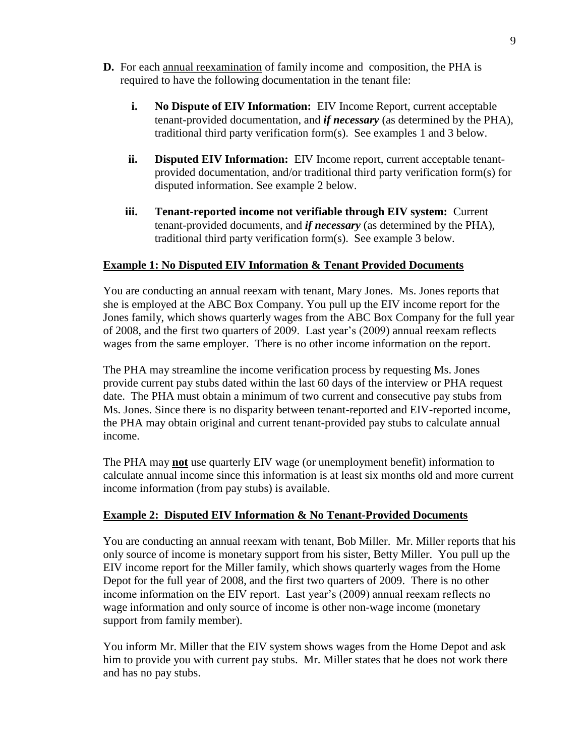**D.** For each <u>annual reexamination</u> of family income and composition, the PHA is required to have the following documentation in the tenant file:

**i. No Dispute of EIV Information:** EIV Income Report, current acceptable tenant-provided documentation, and ***if necessary*** (as determined by the PHA), traditional third party verification form(s). See examples 1 and 3 below.

**ii. Disputed EIV Information:** EIV Income report, current acceptable tenant-provided documentation, and/or traditional third party verification form(s) for disputed information. See example 2 below.

**iii. Tenant-reported income not verifiable through EIV system:** Current tenant-provided documents, and ***if necessary*** (as determined by the PHA), traditional third party verification form(s). See example 3 below.

**<u>Example 1: No Disputed EIV Information & Tenant Provided Documents</u>**

You are conducting an annual reexam with tenant, Mary Jones. Ms. Jones reports that she is employed at the ABC Box Company. You pull up the EIV income report for the Jones family, which shows quarterly wages from the ABC Box Company for the full year of 2008, and the first two quarters of 2009. Last year's (2009) annual reexam reflects wages from the same employer. There is no other income information on the report.

The PHA may streamline the income verification process by requesting Ms. Jones provide current pay stubs dated within the last 60 days of the interview or PHA request date. The PHA must obtain a minimum of two current and consecutive pay stubs from Ms. Jones. Since there is no disparity between tenant-reported and EIV-reported income, the PHA may obtain original and current tenant-provided pay stubs to calculate annual income.

The PHA may **<u>not</u>** use quarterly EIV wage (or unemployment benefit) information to calculate annual income since this information is at least six months old and more current income information (from pay stubs) is available.

**<u>Example 2: Disputed EIV Information & No Tenant-Provided Documents</u>**

You are conducting an annual reexam with tenant, Bob Miller. Mr. Miller reports that his only source of income is monetary support from his sister, Betty Miller. You pull up the EIV income report for the Miller family, which shows quarterly wages from the Home Depot for the full year of 2008, and the first two quarters of 2009. There is no other income information on the EIV report. Last year's (2009) annual reexam reflects no wage information and only source of income is other non-wage income (monetary support from family member).

You inform Mr. Miller that the EIV system shows wages from the Home Depot and ask him to provide you with current pay stubs. Mr. Miller states that he does not work there and has no pay stubs.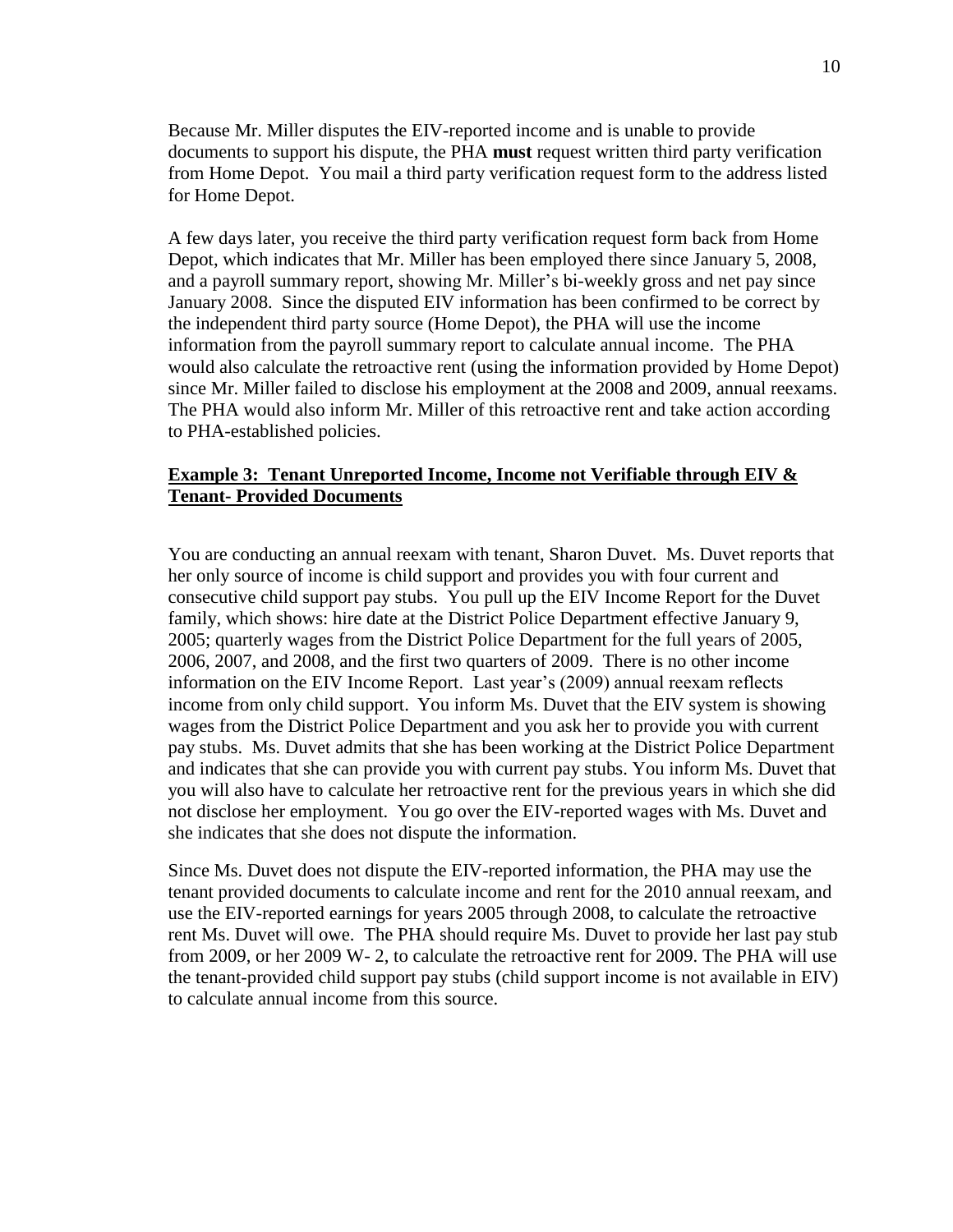Because Mr. Miller disputes the EIV-reported income and is unable to provide documents to support his dispute, the PHA **must** request written third party verification from Home Depot. You mail a third party verification request form to the address listed for Home Depot.

A few days later, you receive the third party verification request form back from Home Depot, which indicates that Mr. Miller has been employed there since January 5, 2008, and a payroll summary report, showing Mr. Miller's bi-weekly gross and net pay since January 2008. Since the disputed EIV information has been confirmed to be correct by the independent third party source (Home Depot), the PHA will use the income information from the payroll summary report to calculate annual income. The PHA would also calculate the retroactive rent (using the information provided by Home Depot) since Mr. Miller failed to disclose his employment at the 2008 and 2009, annual reexams. The PHA would also inform Mr. Miller of this retroactive rent and take action according to PHA-established policies.

## Example 3: Tenant Unreported Income, Income not Verifiable through EIV & Tenant- Provided Documents

You are conducting an annual reexam with tenant, Sharon Duvet. Ms. Duvet reports that her only source of income is child support and provides you with four current and consecutive child support pay stubs. You pull up the EIV Income Report for the Duvet family, which shows: hire date at the District Police Department effective January 9, 2005; quarterly wages from the District Police Department for the full years of 2005, 2006, 2007, and 2008, and the first two quarters of 2009. There is no other income information on the EIV Income Report. Last year's (2009) annual reexam reflects income from only child support. You inform Ms. Duvet that the EIV system is showing wages from the District Police Department and you ask her to provide you with current pay stubs. Ms. Duvet admits that she has been working at the District Police Department and indicates that she can provide you with current pay stubs. You inform Ms. Duvet that you will also have to calculate her retroactive rent for the previous years in which she did not disclose her employment. You go over the EIV-reported wages with Ms. Duvet and she indicates that she does not dispute the information.

Since Ms. Duvet does not dispute the EIV-reported information, the PHA may use the tenant provided documents to calculate income and rent for the 2010 annual reexam, and use the EIV-reported earnings for years 2005 through 2008, to calculate the retroactive rent Ms. Duvet will owe. The PHA should require Ms. Duvet to provide her last pay stub from 2009, or her 2009 W- 2, to calculate the retroactive rent for 2009. The PHA will use the tenant-provided child support pay stubs (child support income is not available in EIV) to calculate annual income from this source.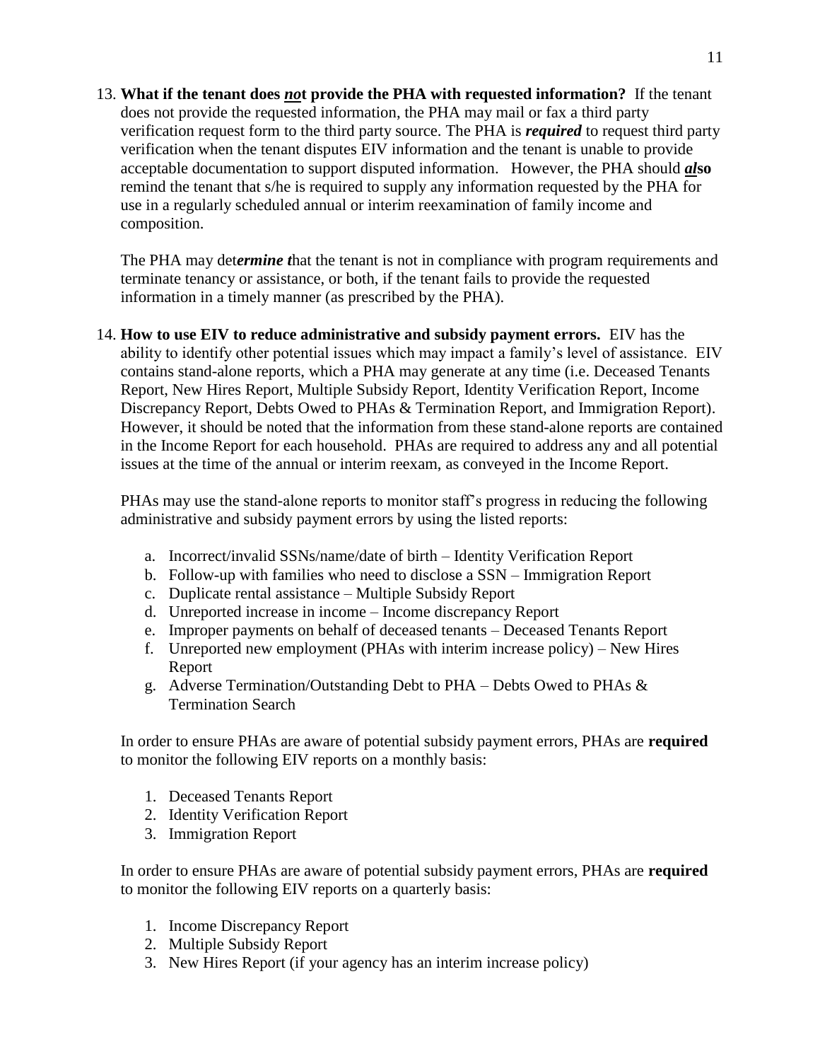13. **What if the tenant does *__no__*t provide the PHA with requested information?** If the tenant does not provide the requested information, the PHA may mail or fax a third party verification request form to the third party source. The PHA is ***required*** to request third party verification when the tenant disputes EIV information and the tenant is unable to provide acceptable documentation to support disputed information. However, the PHA should ***__al__*****so** remind the tenant that s/he is required to supply any information requested by the PHA for use in a regularly scheduled annual or interim reexamination of family income and composition.

    The PHA may det***ermine t***hat the tenant is not in compliance with program requirements and terminate tenancy or assistance, or both, if the tenant fails to provide the requested information in a timely manner (as prescribed by the PHA).

14. **How to use EIV to reduce administrative and subsidy payment errors.** EIV has the ability to identify other potential issues which may impact a family's level of assistance. EIV contains stand-alone reports, which a PHA may generate at any time (i.e. Deceased Tenants Report, New Hires Report, Multiple Subsidy Report, Identity Verification Report, Income Discrepancy Report, Debts Owed to PHAs & Termination Report, and Immigration Report). However, it should be noted that the information from these stand-alone reports are contained in the Income Report for each household. PHAs are required to address any and all potential issues at the time of the annual or interim reexam, as conveyed in the Income Report.

    PHAs may use the stand-alone reports to monitor staff's progress in reducing the following administrative and subsidy payment errors by using the listed reports:

    a. Incorrect/invalid SSNs/name/date of birth – Identity Verification Report
    b. Follow-up with families who need to disclose a SSN – Immigration Report
    c. Duplicate rental assistance – Multiple Subsidy Report
    d. Unreported increase in income – Income discrepancy Report
    e. Improper payments on behalf of deceased tenants – Deceased Tenants Report
    f. Unreported new employment (PHAs with interim increase policy) – New Hires Report
    g. Adverse Termination/Outstanding Debt to PHA – Debts Owed to PHAs & Termination Search

    In order to ensure PHAs are aware of potential subsidy payment errors, PHAs are **required** to monitor the following EIV reports on a monthly basis:

    1. Deceased Tenants Report
    2. Identity Verification Report
    3. Immigration Report

    In order to ensure PHAs are aware of potential subsidy payment errors, PHAs are **required** to monitor the following EIV reports on a quarterly basis:

    1. Income Discrepancy Report
    2. Multiple Subsidy Report
    3. New Hires Report (if your agency has an interim increase policy)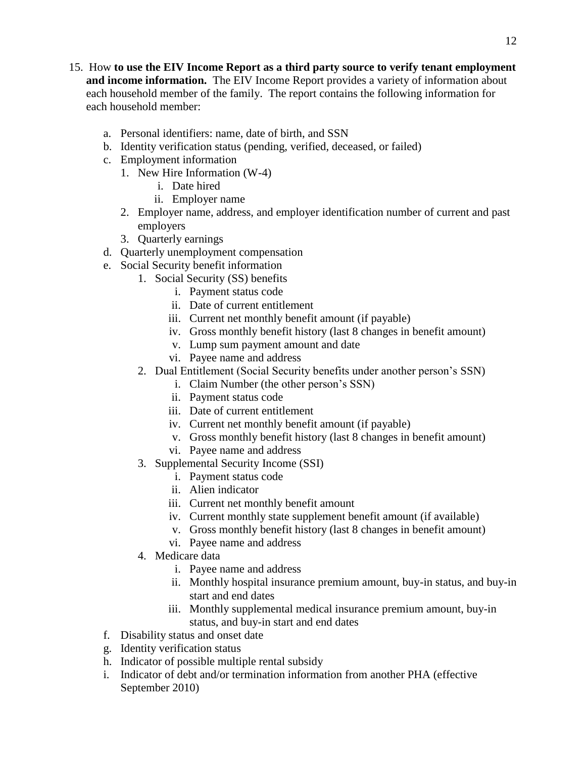15. How **to use the EIV Income Report as a third party source to verify tenant employment and income information.** The EIV Income Report provides a variety of information about each household member of the family. The report contains the following information for each household member:

    a. Personal identifiers: name, date of birth, and SSN
    b. Identity verification status (pending, verified, deceased, or failed)
    c. Employment information
        1. New Hire Information (W-4)
            i. Date hired
            ii. Employer name
        2. Employer name, address, and employer identification number of current and past employers
        3. Quarterly earnings
    d. Quarterly unemployment compensation
    e. Social Security benefit information
        1. Social Security (SS) benefits
            i. Payment status code
            ii. Date of current entitlement
            iii. Current net monthly benefit amount (if payable)
            iv. Gross monthly benefit history (last 8 changes in benefit amount)
            v. Lump sum payment amount and date
            vi. Payee name and address
        2. Dual Entitlement (Social Security benefits under another person's SSN)
            i. Claim Number (the other person's SSN)
            ii. Payment status code
            iii. Date of current entitlement
            iv. Current net monthly benefit amount (if payable)
            v. Gross monthly benefit history (last 8 changes in benefit amount)
            vi. Payee name and address
        3. Supplemental Security Income (SSI)
            i. Payment status code
            ii. Alien indicator
            iii. Current net monthly benefit amount
            iv. Current monthly state supplement benefit amount (if available)
            v. Gross monthly benefit history (last 8 changes in benefit amount)
            vi. Payee name and address
        4. Medicare data
            i. Payee name and address
            ii. Monthly hospital insurance premium amount, buy-in status, and buy-in start and end dates
            iii. Monthly supplemental medical insurance premium amount, buy-in status, and buy-in start and end dates
    f. Disability status and onset date
    g. Identity verification status
    h. Indicator of possible multiple rental subsidy
    i. Indicator of debt and/or termination information from another PHA (effective September 2010)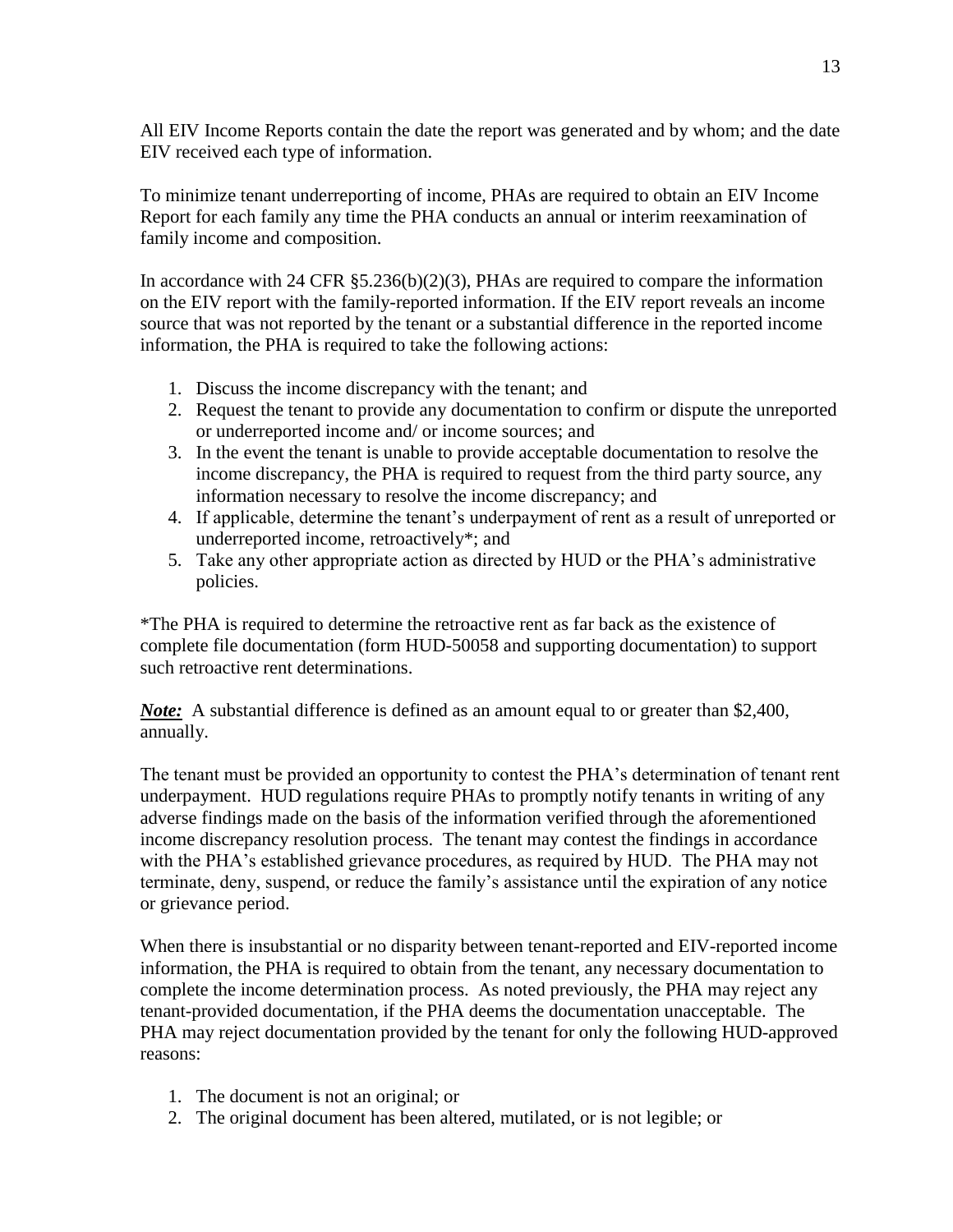All EIV Income Reports contain the date the report was generated and by whom; and the date EIV received each type of information.

To minimize tenant underreporting of income, PHAs are required to obtain an EIV Income Report for each family any time the PHA conducts an annual or interim reexamination of family income and composition.

In accordance with 24 CFR §5.236(b)(2)(3), PHAs are required to compare the information on the EIV report with the family-reported information. If the EIV report reveals an income source that was not reported by the tenant or a substantial difference in the reported income information, the PHA is required to take the following actions:

1. Discuss the income discrepancy with the tenant; and
2. Request the tenant to provide any documentation to confirm or dispute the unreported or underreported income and/ or income sources; and
3. In the event the tenant is unable to provide acceptable documentation to resolve the income discrepancy, the PHA is required to request from the third party source, any information necessary to resolve the income discrepancy; and
4. If applicable, determine the tenant's underpayment of rent as a result of unreported or underreported income, retroactively*; and
5. Take any other appropriate action as directed by HUD or the PHA's administrative policies.

*The PHA is required to determine the retroactive rent as far back as the existence of complete file documentation (form HUD-50058 and supporting documentation) to support such retroactive rent determinations.

***Note:*** A substantial difference is defined as an amount equal to or greater than $2,400, annually.

The tenant must be provided an opportunity to contest the PHA's determination of tenant rent underpayment. HUD regulations require PHAs to promptly notify tenants in writing of any adverse findings made on the basis of the information verified through the aforementioned income discrepancy resolution process. The tenant may contest the findings in accordance with the PHA's established grievance procedures, as required by HUD. The PHA may not terminate, deny, suspend, or reduce the family's assistance until the expiration of any notice or grievance period.

When there is insubstantial or no disparity between tenant-reported and EIV-reported income information, the PHA is required to obtain from the tenant, any necessary documentation to complete the income determination process. As noted previously, the PHA may reject any tenant-provided documentation, if the PHA deems the documentation unacceptable. The PHA may reject documentation provided by the tenant for only the following HUD-approved reasons:

1. The document is not an original; or
2. The original document has been altered, mutilated, or is not legible; or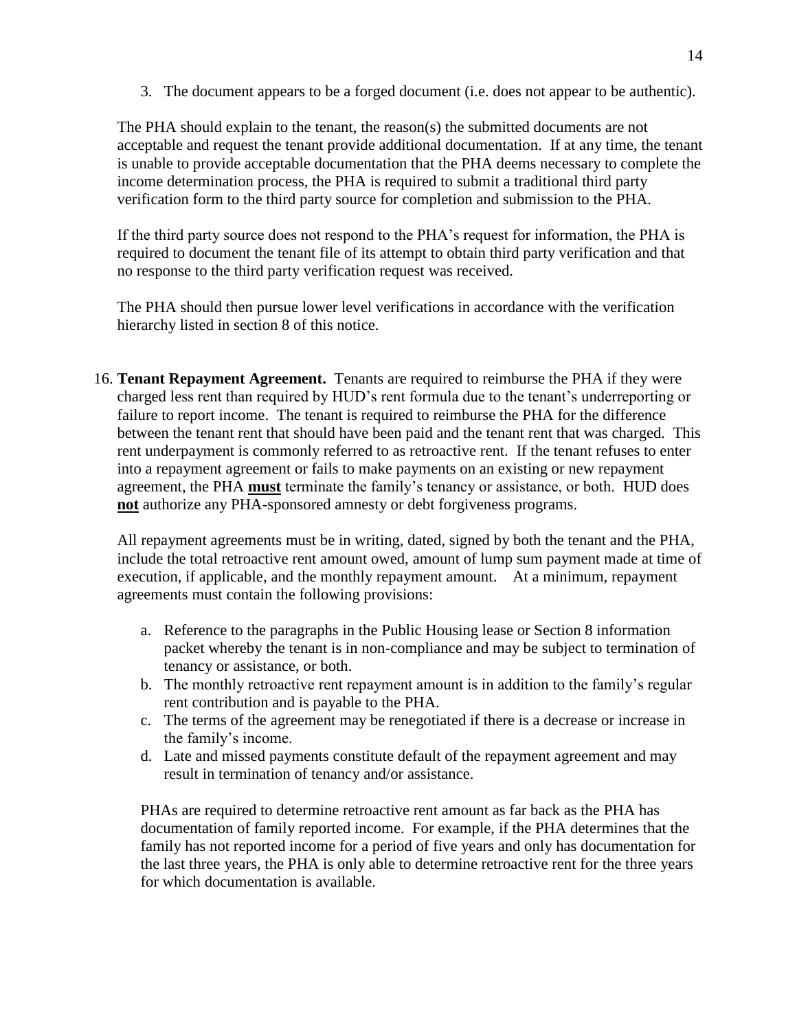3. The document appears to be a forged document (i.e. does not appear to be authentic).

The PHA should explain to the tenant, the reason(s) the submitted documents are not acceptable and request the tenant provide additional documentation. If at any time, the tenant is unable to provide acceptable documentation that the PHA deems necessary to complete the income determination process, the PHA is required to submit a traditional third party verification form to the third party source for completion and submission to the PHA.

If the third party source does not respond to the PHA's request for information, the PHA is required to document the tenant file of its attempt to obtain third party verification and that no response to the third party verification request was received.

The PHA should then pursue lower level verifications in accordance with the verification hierarchy listed in section 8 of this notice.

16. **Tenant Repayment Agreement.** Tenants are required to reimburse the PHA if they were charged less rent than required by HUD's rent formula due to the tenant's underreporting or failure to report income. The tenant is required to reimburse the PHA for the difference between the tenant rent that should have been paid and the tenant rent that was charged. This rent underpayment is commonly referred to as retroactive rent. If the tenant refuses to enter into a repayment agreement or fails to make payments on an existing or new repayment agreement, the PHA **must** terminate the family's tenancy or assistance, or both. HUD does **not** authorize any PHA-sponsored amnesty or debt forgiveness programs.

    All repayment agreements must be in writing, dated, signed by both the tenant and the PHA, include the total retroactive rent amount owed, amount of lump sum payment made at time of execution, if applicable, and the monthly repayment amount. At a minimum, repayment agreements must contain the following provisions:

    a. Reference to the paragraphs in the Public Housing lease or Section 8 information packet whereby the tenant is in non-compliance and may be subject to termination of tenancy or assistance, or both.
    b. The monthly retroactive rent repayment amount is in addition to the family's regular rent contribution and is payable to the PHA.
    c. The terms of the agreement may be renegotiated if there is a decrease or increase in the family's income.
    d. Late and missed payments constitute default of the repayment agreement and may result in termination of tenancy and/or assistance.

    PHAs are required to determine retroactive rent amount as far back as the PHA has documentation of family reported income. For example, if the PHA determines that the family has not reported income for a period of five years and only has documentation for the last three years, the PHA is only able to determine retroactive rent for the three years for which documentation is available.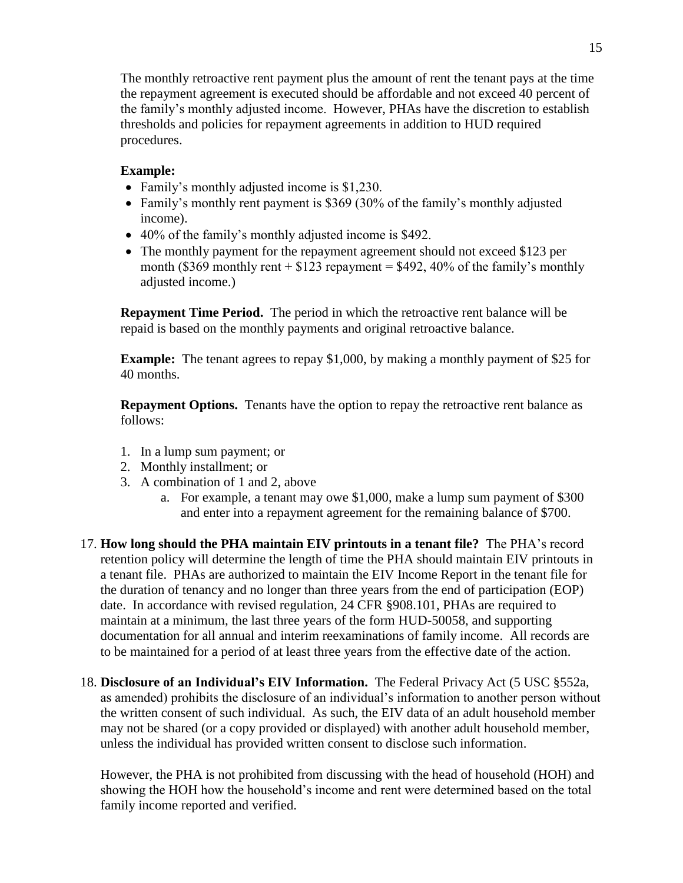The monthly retroactive rent payment plus the amount of rent the tenant pays at the time the repayment agreement is executed should be affordable and not exceed 40 percent of the family's monthly adjusted income. However, PHAs have the discretion to establish thresholds and policies for repayment agreements in addition to HUD required procedures.

**Example:**

- Family's monthly adjusted income is $1,230.
- Family's monthly rent payment is $369 (30% of the family's monthly adjusted income).
- 40% of the family's monthly adjusted income is $492.
- The monthly payment for the repayment agreement should not exceed $123 per month ($369 monthly rent + $123 repayment = $492, 40% of the family's monthly adjusted income.)

**Repayment Time Period.** The period in which the retroactive rent balance will be repaid is based on the monthly payments and original retroactive balance.

**Example:** The tenant agrees to repay $1,000, by making a monthly payment of $25 for 40 months.

**Repayment Options.** Tenants have the option to repay the retroactive rent balance as follows:

1. In a lump sum payment; or
2. Monthly installment; or
3. A combination of 1 and 2, above
   a. For example, a tenant may owe $1,000, make a lump sum payment of $300 and enter into a repayment agreement for the remaining balance of $700.

17. **How long should the PHA maintain EIV printouts in a tenant file?** The PHA's record retention policy will determine the length of time the PHA should maintain EIV printouts in a tenant file. PHAs are authorized to maintain the EIV Income Report in the tenant file for the duration of tenancy and no longer than three years from the end of participation (EOP) date. In accordance with revised regulation, 24 CFR §908.101, PHAs are required to maintain at a minimum, the last three years of the form HUD-50058, and supporting documentation for all annual and interim reexaminations of family income. All records are to be maintained for a period of at least three years from the effective date of the action.

18. **Disclosure of an Individual's EIV Information.** The Federal Privacy Act (5 USC §552a, as amended) prohibits the disclosure of an individual's information to another person without the written consent of such individual. As such, the EIV data of an adult household member may not be shared (or a copy provided or displayed) with another adult household member, unless the individual has provided written consent to disclose such information.

    However, the PHA is not prohibited from discussing with the head of household (HOH) and showing the HOH how the household's income and rent were determined based on the total family income reported and verified.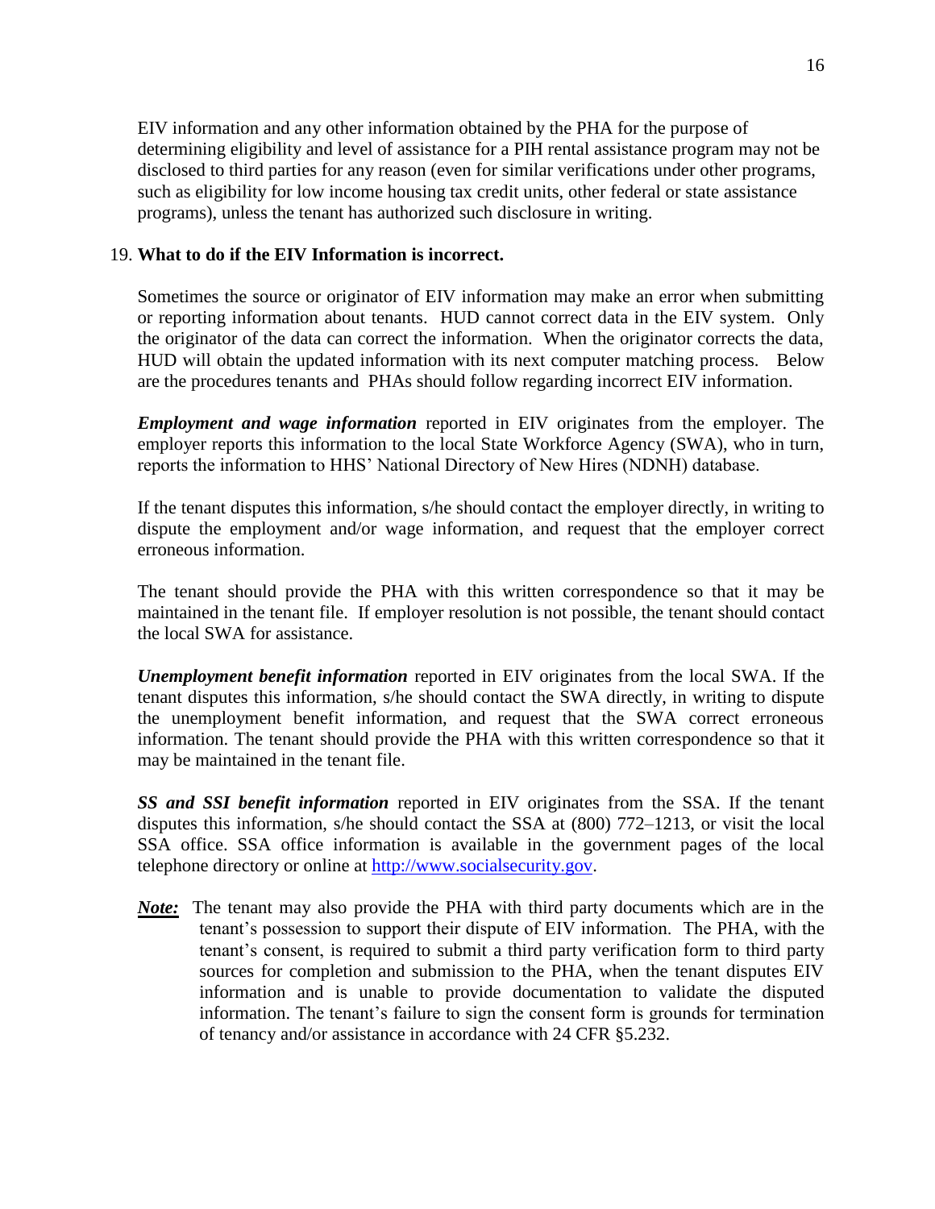EIV information and any other information obtained by the PHA for the purpose of determining eligibility and level of assistance for a PIH rental assistance program may not be disclosed to third parties for any reason (even for similar verifications under other programs, such as eligibility for low income housing tax credit units, other federal or state assistance programs), unless the tenant has authorized such disclosure in writing.

19. **What to do if the EIV Information is incorrect.**

Sometimes the source or originator of EIV information may make an error when submitting or reporting information about tenants. HUD cannot correct data in the EIV system. Only the originator of the data can correct the information. When the originator corrects the data, HUD will obtain the updated information with its next computer matching process. Below are the procedures tenants and PHAs should follow regarding incorrect EIV information.

***Employment and wage information*** reported in EIV originates from the employer. The employer reports this information to the local State Workforce Agency (SWA), who in turn, reports the information to HHS' National Directory of New Hires (NDNH) database.

If the tenant disputes this information, s/he should contact the employer directly, in writing to dispute the employment and/or wage information, and request that the employer correct erroneous information.

The tenant should provide the PHA with this written correspondence so that it may be maintained in the tenant file. If employer resolution is not possible, the tenant should contact the local SWA for assistance.

***Unemployment benefit information*** reported in EIV originates from the local SWA. If the tenant disputes this information, s/he should contact the SWA directly, in writing to dispute the unemployment benefit information, and request that the SWA correct erroneous information. The tenant should provide the PHA with this written correspondence so that it may be maintained in the tenant file.

***SS and SSI benefit information*** reported in EIV originates from the SSA. If the tenant disputes this information, s/he should contact the SSA at (800) 772–1213, or visit the local SSA office. SSA office information is available in the government pages of the local telephone directory or online at [http://www.socialsecurity.gov](http://www.socialsecurity.gov).

***Note:*** The tenant may also provide the PHA with third party documents which are in the tenant's possession to support their dispute of EIV information. The PHA, with the tenant's consent, is required to submit a third party verification form to third party sources for completion and submission to the PHA, when the tenant disputes EIV information and is unable to provide documentation to validate the disputed information. The tenant's failure to sign the consent form is grounds for termination of tenancy and/or assistance in accordance with 24 CFR §5.232.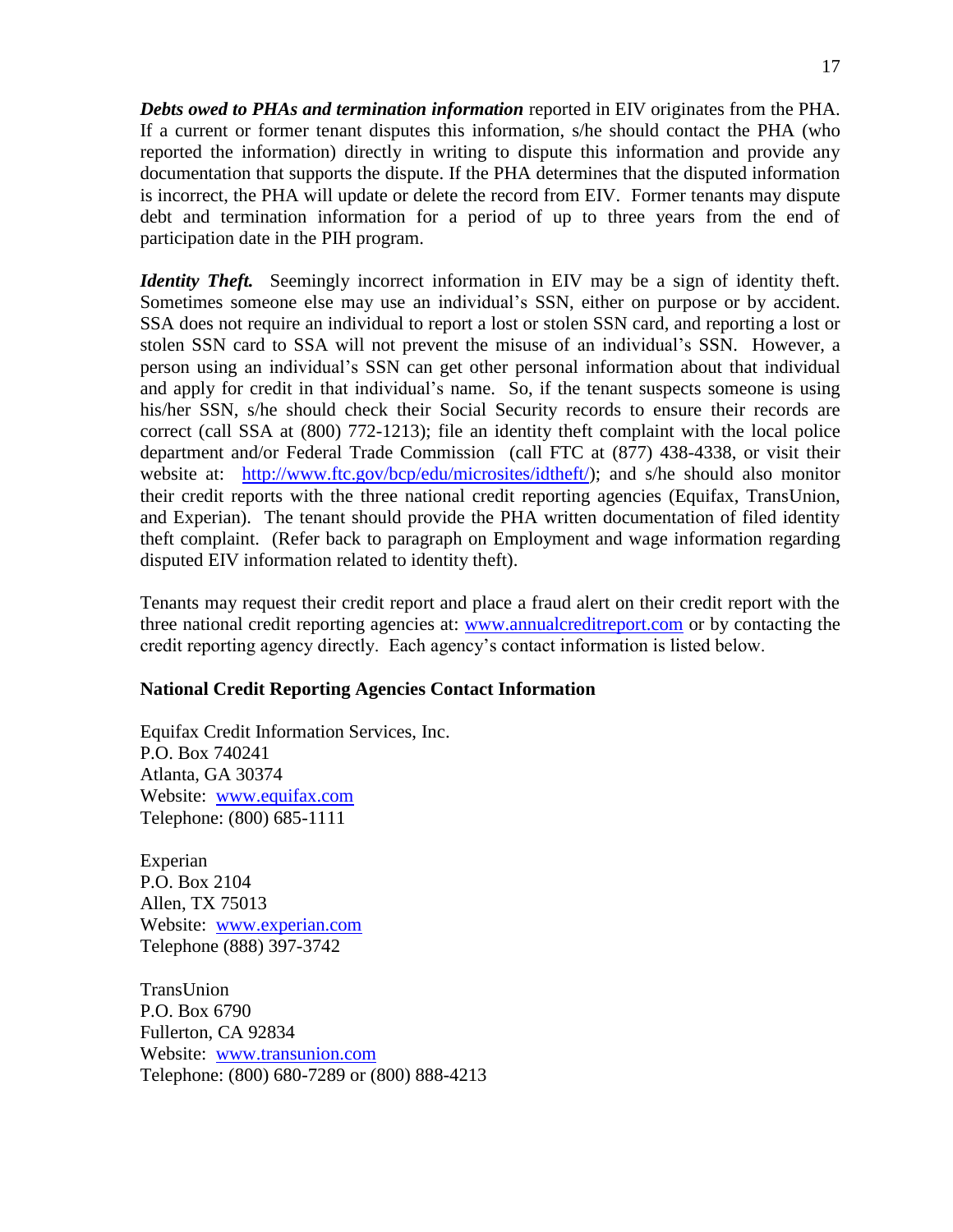***Debts owed to PHAs and termination information*** reported in EIV originates from the PHA. If a current or former tenant disputes this information, s/he should contact the PHA (who reported the information) directly in writing to dispute this information and provide any documentation that supports the dispute. If the PHA determines that the disputed information is incorrect, the PHA will update or delete the record from EIV. Former tenants may dispute debt and termination information for a period of up to three years from the end of participation date in the PIH program.

***Identity Theft.*** Seemingly incorrect information in EIV may be a sign of identity theft. Sometimes someone else may use an individual's SSN, either on purpose or by accident. SSA does not require an individual to report a lost or stolen SSN card, and reporting a lost or stolen SSN card to SSA will not prevent the misuse of an individual's SSN. However, a person using an individual's SSN can get other personal information about that individual and apply for credit in that individual's name. So, if the tenant suspects someone is using his/her SSN, s/he should check their Social Security records to ensure their records are correct (call SSA at (800) 772-1213); file an identity theft complaint with the local police department and/or Federal Trade Commission (call FTC at (877) 438-4338, or visit their website at: http://www.ftc.gov/bcp/edu/microsites/idtheft/); and s/he should also monitor their credit reports with the three national credit reporting agencies (Equifax, TransUnion, and Experian). The tenant should provide the PHA written documentation of filed identity theft complaint. (Refer back to paragraph on Employment and wage information regarding disputed EIV information related to identity theft).

Tenants may request their credit report and place a fraud alert on their credit report with the three national credit reporting agencies at: www.annualcreditreport.com or by contacting the credit reporting agency directly. Each agency's contact information is listed below.

**National Credit Reporting Agencies Contact Information**

Equifax Credit Information Services, Inc.
P.O. Box 740241
Atlanta, GA 30374
Website: www.equifax.com
Telephone: (800) 685-1111

Experian
P.O. Box 2104
Allen, TX 75013
Website: www.experian.com
Telephone (888) 397-3742

TransUnion
P.O. Box 6790
Fullerton, CA 92834
Website: www.transunion.com
Telephone: (800) 680-7289 or (800) 888-4213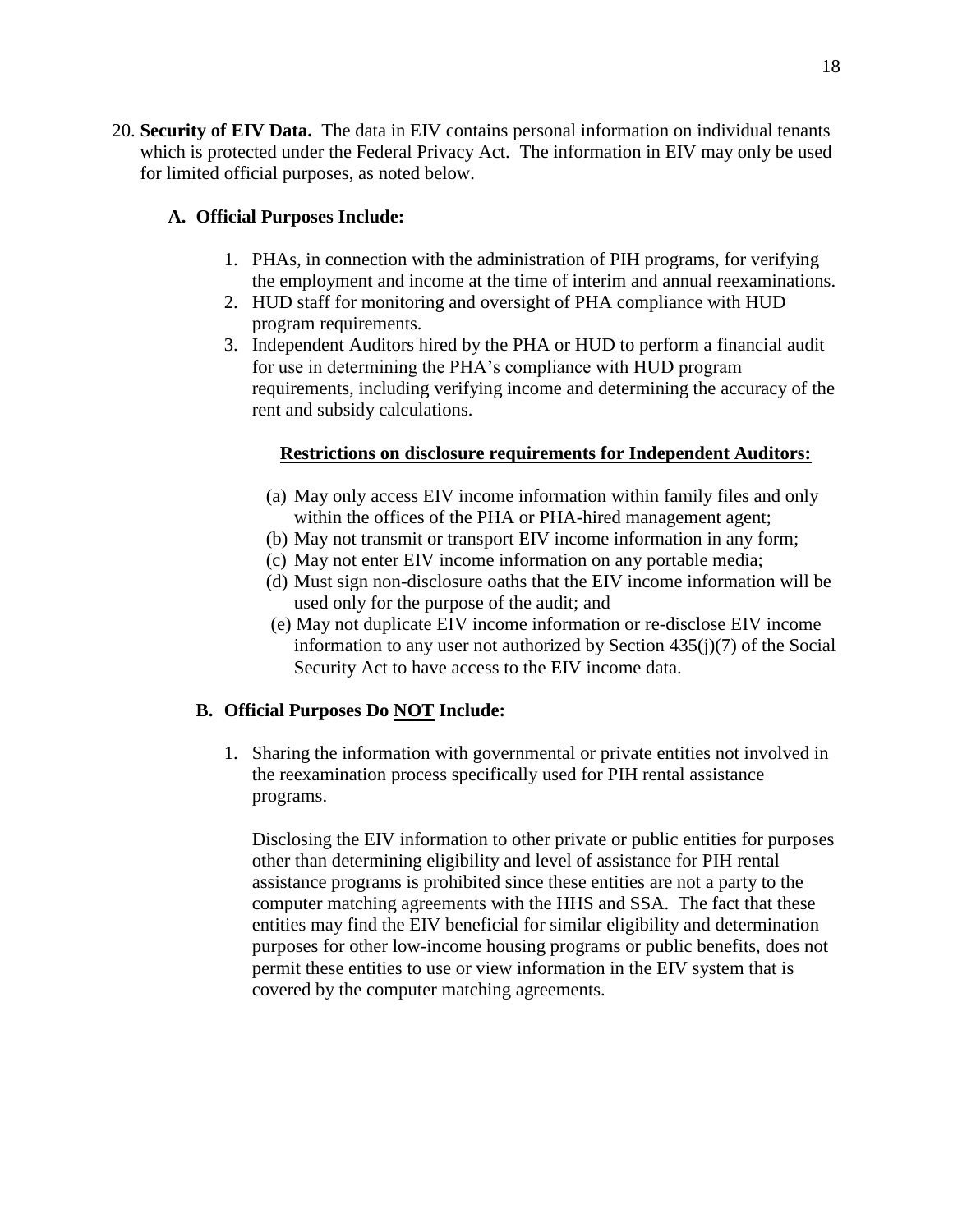20. **Security of EIV Data.** The data in EIV contains personal information on individual tenants which is protected under the Federal Privacy Act. The information in EIV may only be used for limited official purposes, as noted below.

   **A. Official Purposes Include:**

   1. PHAs, in connection with the administration of PIH programs, for verifying the employment and income at the time of interim and annual reexaminations.
   2. HUD staff for monitoring and oversight of PHA compliance with HUD program requirements.
   3. Independent Auditors hired by the PHA or HUD to perform a financial audit for use in determining the PHA's compliance with HUD program requirements, including verifying income and determining the accuracy of the rent and subsidy calculations.

      **Restrictions on disclosure requirements for Independent Auditors:**

      (a) May only access EIV income information within family files and only within the offices of the PHA or PHA-hired management agent;
      (b) May not transmit or transport EIV income information in any form;
      (c) May not enter EIV income information on any portable media;
      (d) Must sign non-disclosure oaths that the EIV income information will be used only for the purpose of the audit; and
      (e) May not duplicate EIV income information or re-disclose EIV income information to any user not authorized by Section 435(j)(7) of the Social Security Act to have access to the EIV income data.

   **B. Official Purposes Do NOT Include:**

   1. Sharing the information with governmental or private entities not involved in the reexamination process specifically used for PIH rental assistance programs.

      Disclosing the EIV information to other private or public entities for purposes other than determining eligibility and level of assistance for PIH rental assistance programs is prohibited since these entities are not a party to the computer matching agreements with the HHS and SSA. The fact that these entities may find the EIV beneficial for similar eligibility and determination purposes for other low-income housing programs or public benefits, does not permit these entities to use or view information in the EIV system that is covered by the computer matching agreements.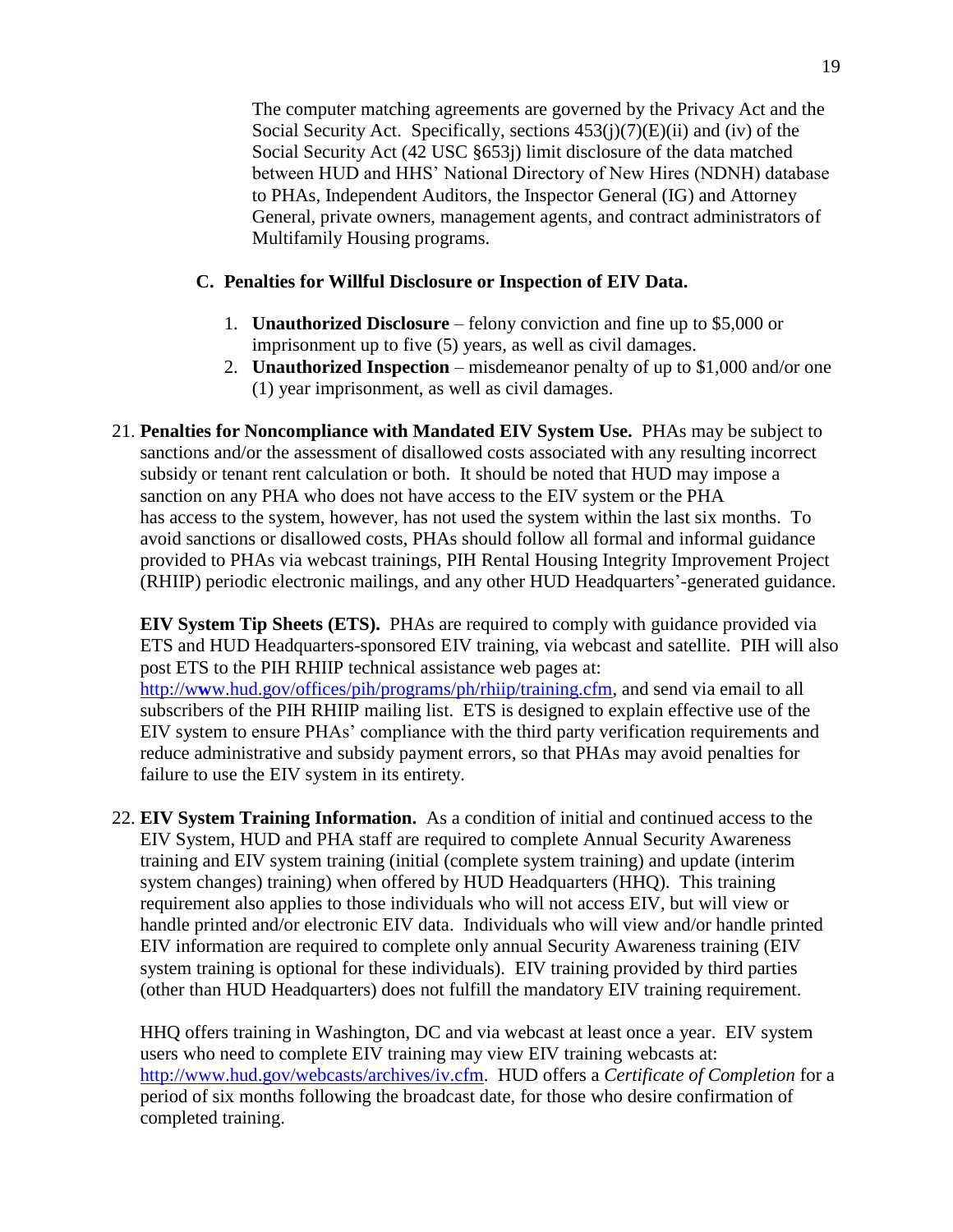The computer matching agreements are governed by the Privacy Act and the Social Security Act. Specifically, sections 453(j)(7)(E)(ii) and (iv) of the Social Security Act (42 USC §653j) limit disclosure of the data matched between HUD and HHS' National Directory of New Hires (NDNH) database to PHAs, Independent Auditors, the Inspector General (IG) and Attorney General, private owners, management agents, and contract administrators of Multifamily Housing programs.

**C. Penalties for Willful Disclosure or Inspection of EIV Data.**

1. **Unauthorized Disclosure** – felony conviction and fine up to $5,000 or imprisonment up to five (5) years, as well as civil damages.
2. **Unauthorized Inspection** – misdemeanor penalty of up to $1,000 and/or one (1) year imprisonment, as well as civil damages.

21. **Penalties for Noncompliance with Mandated EIV System Use.** PHAs may be subject to sanctions and/or the assessment of disallowed costs associated with any resulting incorrect subsidy or tenant rent calculation or both. It should be noted that HUD may impose a sanction on any PHA who does not have access to the EIV system or the PHA has access to the system, however, has not used the system within the last six months. To avoid sanctions or disallowed costs, PHAs should follow all formal and informal guidance provided to PHAs via webcast trainings, PIH Rental Housing Integrity Improvement Project (RHIIP) periodic electronic mailings, and any other HUD Headquarters'-generated guidance.

    **EIV System Tip Sheets (ETS).** PHAs are required to comply with guidance provided via ETS and HUD Headquarters-sponsored EIV training, via webcast and satellite. PIH will also post ETS to the PIH RHIIP technical assistance web pages at: http://www.hud.gov/offices/pih/programs/ph/rhiip/training.cfm, and send via email to all subscribers of the PIH RHIIP mailing list. ETS is designed to explain effective use of the EIV system to ensure PHAs' compliance with the third party verification requirements and reduce administrative and subsidy payment errors, so that PHAs may avoid penalties for failure to use the EIV system in its entirety.

22. **EIV System Training Information.** As a condition of initial and continued access to the EIV System, HUD and PHA staff are required to complete Annual Security Awareness training and EIV system training (initial (complete system training) and update (interim system changes) training) when offered by HUD Headquarters (HHQ). This training requirement also applies to those individuals who will not access EIV, but will view or handle printed and/or electronic EIV data. Individuals who will view and/or handle printed EIV information are required to complete only annual Security Awareness training (EIV system training is optional for these individuals). EIV training provided by third parties (other than HUD Headquarters) does not fulfill the mandatory EIV training requirement.

    HHQ offers training in Washington, DC and via webcast at least once a year. EIV system users who need to complete EIV training may view EIV training webcasts at: http://www.hud.gov/webcasts/archives/iv.cfm. HUD offers a *Certificate of Completion* for a period of six months following the broadcast date, for those who desire confirmation of completed training.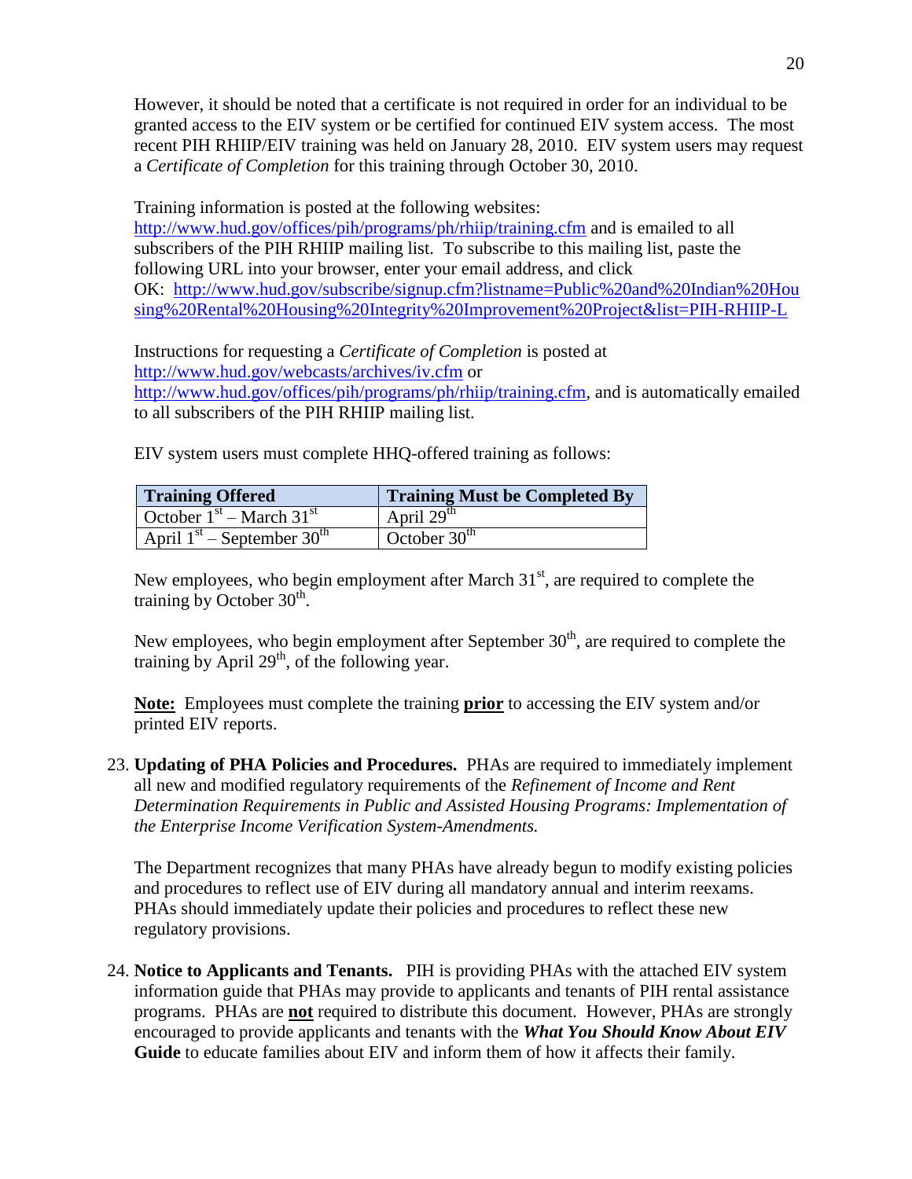However, it should be noted that a certificate is not required in order for an individual to be granted access to the EIV system or be certified for continued EIV system access. The most recent PIH RHIIP/EIV training was held on January 28, 2010. EIV system users may request a *Certificate of Completion* for this training through October 30, 2010.

Training information is posted at the following websites: http://www.hud.gov/offices/pih/programs/ph/rhiip/training.cfm and is emailed to all subscribers of the PIH RHIIP mailing list. To subscribe to this mailing list, paste the following URL into your browser, enter your email address, and click OK: http://www.hud.gov/subscribe/signup.cfm?listname=Public%20and%20Indian%20Housing%20Rental%20Housing%20Integrity%20Improvement%20Project&list=PIH-RHIIP-L

Instructions for requesting a *Certificate of Completion* is posted at http://www.hud.gov/webcasts/archives/iv.cfm or http://www.hud.gov/offices/pih/programs/ph/rhiip/training.cfm, and is automatically emailed to all subscribers of the PIH RHIIP mailing list.

EIV system users must complete HHQ-offered training as follows:

| Training Offered | Training Must be Completed By |
|---|---|
| October 1st – March 31st | April 29th |
| April 1st – September 30th | October 30th |

New employees, who begin employment after March 31st, are required to complete the training by October 30th.

New employees, who begin employment after September 30th, are required to complete the training by April 29th, of the following year.

**Note:** Employees must complete the training **prior** to accessing the EIV system and/or printed EIV reports.

23. **Updating of PHA Policies and Procedures.** PHAs are required to immediately implement all new and modified regulatory requirements of the *Refinement of Income and Rent Determination Requirements in Public and Assisted Housing Programs: Implementation of the Enterprise Income Verification System-Amendments.*

    The Department recognizes that many PHAs have already begun to modify existing policies and procedures to reflect use of EIV during all mandatory annual and interim reexams. PHAs should immediately update their policies and procedures to reflect these new regulatory provisions.

24. **Notice to Applicants and Tenants.** PIH is providing PHAs with the attached EIV system information guide that PHAs may provide to applicants and tenants of PIH rental assistance programs. PHAs are **not** required to distribute this document. However, PHAs are strongly encouraged to provide applicants and tenants with the ***What You Should Know About EIV* Guide** to educate families about EIV and inform them of how it affects their family.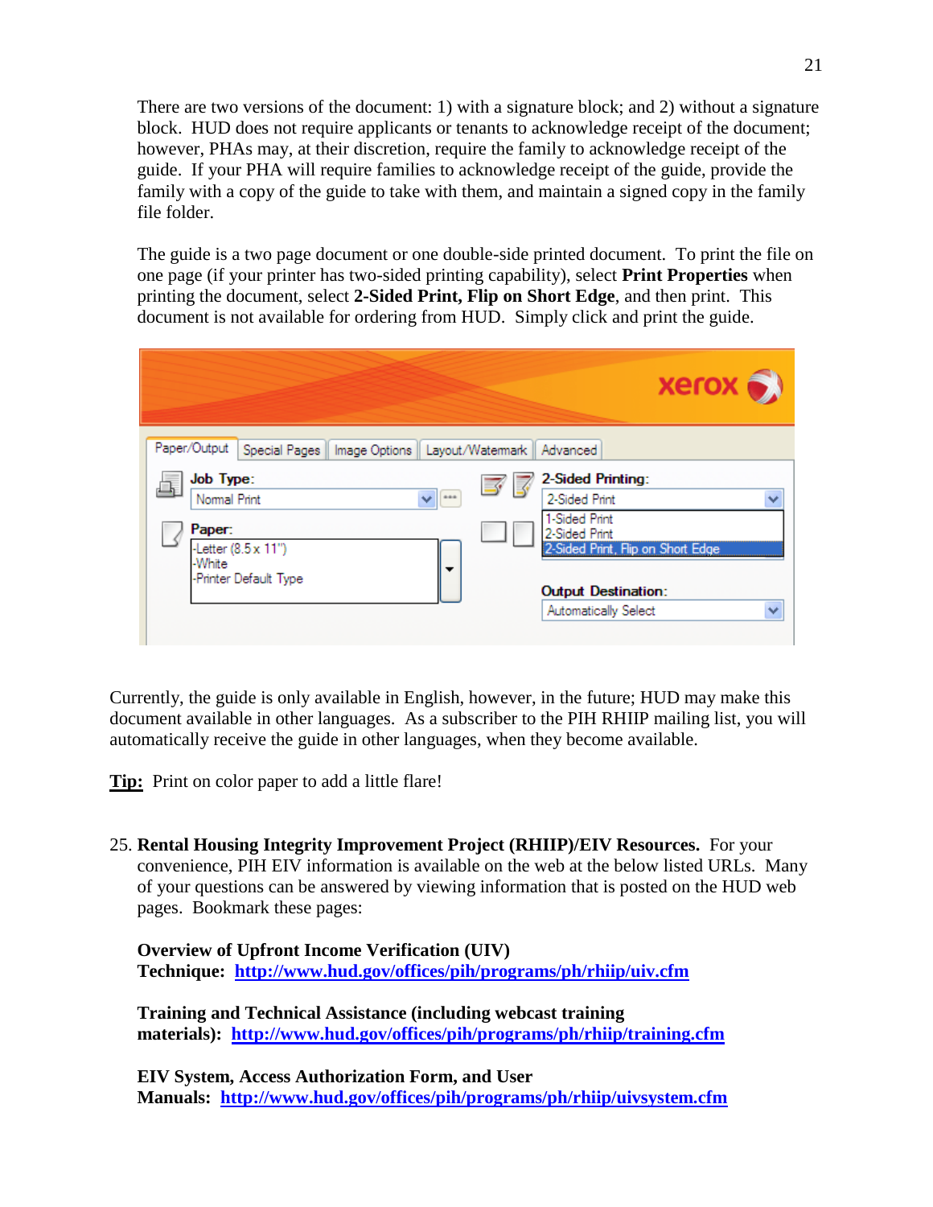There are two versions of the document: 1) with a signature block; and 2) without a signature block. HUD does not require applicants or tenants to acknowledge receipt of the document; however, PHAs may, at their discretion, require the family to acknowledge receipt of the guide. If your PHA will require families to acknowledge receipt of the guide, provide the family with a copy of the guide to take with them, and maintain a signed copy in the family file folder.

The guide is a two page document or one double-side printed document. To print the file on one page (if your printer has two-sided printing capability), select **Print Properties** when printing the document, select **2-Sided Print, Flip on Short Edge**, and then print. This document is not available for ordering from HUD. Simply click and print the guide.

Currently, the guide is only available in English, however, in the future; HUD may make this document available in other languages. As a subscriber to the PIH RHIIP mailing list, you will automatically receive the guide in other languages, when they become available.

**Tip:** Print on color paper to add a little flare!

25. **Rental Housing Integrity Improvement Project (RHIIP)/EIV Resources.** For your convenience, PIH EIV information is available on the web at the below listed URLs. Many of your questions can be answered by viewing information that is posted on the HUD web pages. Bookmark these pages:

    **Overview of Upfront Income Verification (UIV) Technique:** http://www.hud.gov/offices/pih/programs/ph/rhiip/uiv.cfm

    **Training and Technical Assistance (including webcast training materials):** http://www.hud.gov/offices/pih/programs/ph/rhiip/training.cfm

    **EIV System, Access Authorization Form, and User Manuals:** http://www.hud.gov/offices/pih/programs/ph/rhiip/uivsystem.cfm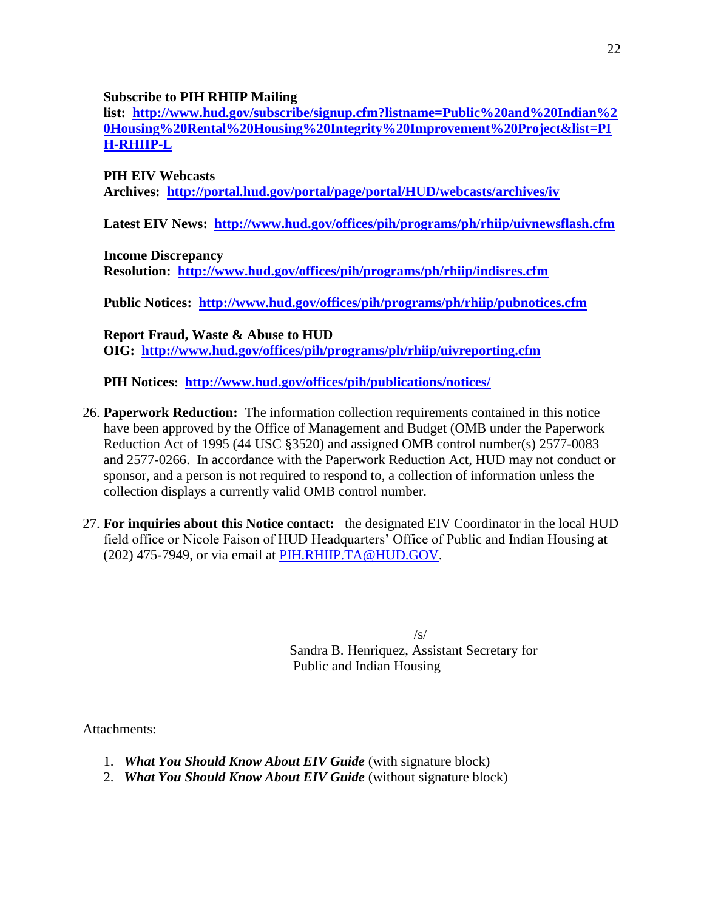**Subscribe to PIH RHIIP Mailing list:** **http://www.hud.gov/subscribe/signup.cfm?listname=Public%20and%20Indian%20Housing%20Rental%20Housing%20Integrity%20Improvement%20Project&list=PIH-RHIIP-L**

**PIH EIV Webcasts Archives:** **http://portal.hud.gov/portal/page/portal/HUD/webcasts/archives/iv**

**Latest EIV News:** **http://www.hud.gov/offices/pih/programs/ph/rhiip/uivnewsflash.cfm**

**Income Discrepancy Resolution:** **http://www.hud.gov/offices/pih/programs/ph/rhiip/indisres.cfm**

**Public Notices:** **http://www.hud.gov/offices/pih/programs/ph/rhiip/pubnotices.cfm**

**Report Fraud, Waste & Abuse to HUD OIG:** **http://www.hud.gov/offices/pih/programs/ph/rhiip/uivreporting.cfm**

**PIH Notices:** **http://www.hud.gov/offices/pih/publications/notices/**

26. **Paperwork Reduction:** The information collection requirements contained in this notice have been approved by the Office of Management and Budget (OMB under the Paperwork Reduction Act of 1995 (44 USC §3520) and assigned OMB control number(s) 2577-0083 and 2577-0266. In accordance with the Paperwork Reduction Act, HUD may not conduct or sponsor, and a person is not required to respond to, a collection of information unless the collection displays a currently valid OMB control number.

27. **For inquiries about this Notice contact:** the designated EIV Coordinator in the local HUD field office or Nicole Faison of HUD Headquarters' Office of Public and Indian Housing at (202) 475-7949, or via email at PIH.RHIIP.TA@HUD.GOV.

/s/

Sandra B. Henriquez, Assistant Secretary for Public and Indian Housing

Attachments:

1. ***What You Should Know About EIV Guide*** (with signature block)
2. ***What You Should Know About EIV Guide*** (without signature block)